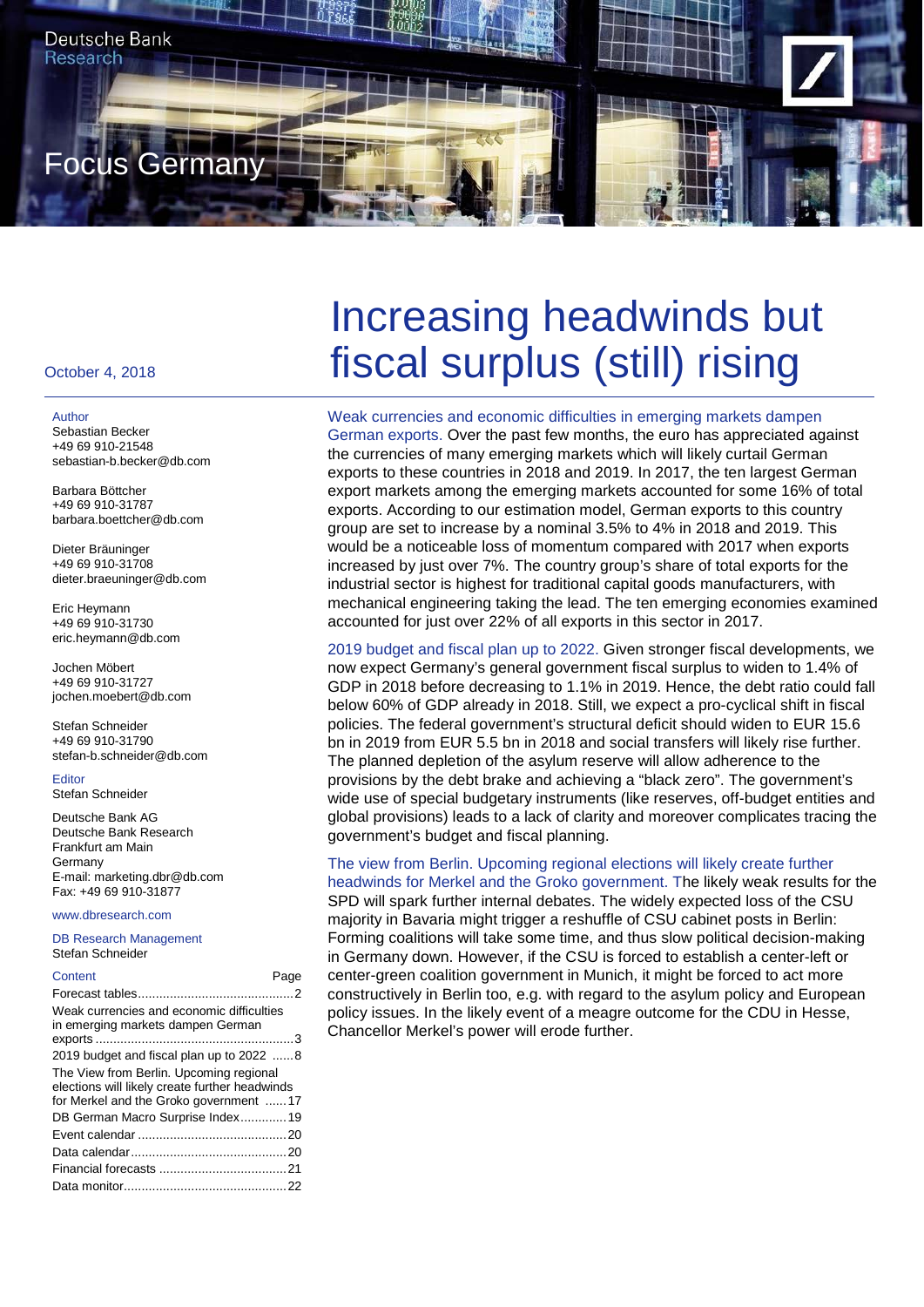Deutsche Bank
Research

Focus Germany

October 4, 2018

# Increasing headwinds but fiscal surplus (still) rising

Author
Sebastian Becker
+49 69 910-21548
sebastian-b.becker@db.com

Barbara Böttcher
+49 69 910-31787
barbara.boettcher@db.com

Dieter Bräuninger
+49 69 910-31708
dieter.braeuninger@db.com

Eric Heymann
+49 69 910-31730
eric.heymann@db.com

Jochen Möbert
+49 69 910-31727
jochen.moebert@db.com

Stefan Schneider
+49 69 910-31790
stefan-b.schneider@db.com

Editor
Stefan Schneider

Deutsche Bank AG
Deutsche Bank Research
Frankfurt am Main
Germany
E-mail: marketing.dbr@db.com
Fax: +49 69 910-31877

www.dbresearch.com

DB Research Management
Stefan Schneider

| Content | Page |
|---|---|
| Forecast tables | 2 |
| Weak currencies and economic difficulties in emerging markets dampen German exports | 3 |
| 2019 budget and fiscal plan up to 2022 | 8 |
| The View from Berlin. Upcoming regional elections will likely create further headwinds for Merkel and the Groko government | 17 |
| DB German Macro Surprise Index | 19 |
| Event calendar | 20 |
| Data calendar | 20 |
| Financial forecasts | 21 |
| Data monitor | 22 |

**Weak currencies and economic difficulties in emerging markets dampen German exports.** Over the past few months, the euro has appreciated against the currencies of many emerging markets which will likely curtail German exports to these countries in 2018 and 2019. In 2017, the ten largest German export markets among the emerging markets accounted for some 16% of total exports. According to our estimation model, German exports to this country group are set to increase by a nominal 3.5% to 4% in 2018 and 2019. This would be a noticeable loss of momentum compared with 2017 when exports increased by just over 7%. The country group's share of total exports for the industrial sector is highest for traditional capital goods manufacturers, with mechanical engineering taking the lead. The ten emerging economies examined accounted for just over 22% of all exports in this sector in 2017.

**2019 budget and fiscal plan up to 2022.** Given stronger fiscal developments, we now expect Germany's general government fiscal surplus to widen to 1.4% of GDP in 2018 before decreasing to 1.1% in 2019. Hence, the debt ratio could fall below 60% of GDP already in 2018. Still, we expect a pro-cyclical shift in fiscal policies. The federal government's structural deficit should widen to EUR 15.6 bn in 2019 from EUR 5.5 bn in 2018 and social transfers will likely rise further. The planned depletion of the asylum reserve will allow adherence to the provisions by the debt brake and achieving a "black zero". The government's wide use of special budgetary instruments (like reserves, off-budget entities and global provisions) leads to a lack of clarity and moreover complicates tracing the government's budget and fiscal planning.

**The view from Berlin. Upcoming regional elections will likely create further headwinds for Merkel and the Groko government.** The likely weak results for the SPD will spark further internal debates. The widely expected loss of the CSU majority in Bavaria might trigger a reshuffle of CSU cabinet posts in Berlin: Forming coalitions will take some time, and thus slow political decision-making in Germany down. However, if the CSU is forced to establish a center-left or center-green coalition government in Munich, it might be forced to act more constructively in Berlin too, e.g. with regard to the asylum policy and European policy issues. In the likely event of a meagre outcome for the CDU in Hesse, Chancellor Merkel's power will erode further.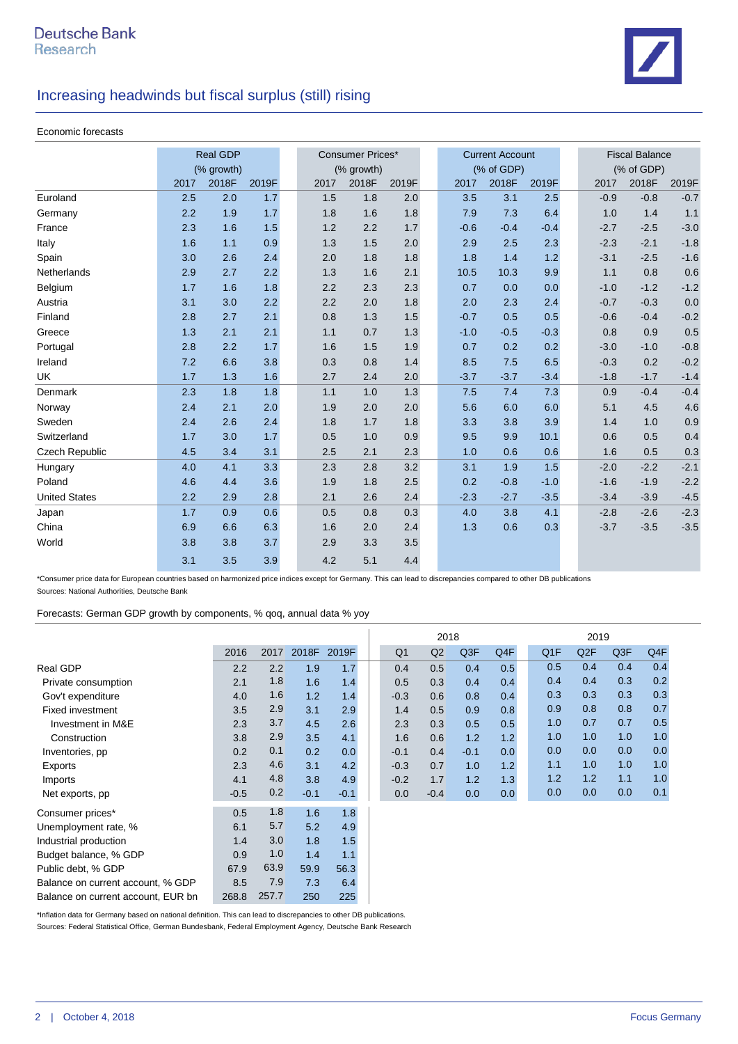## Increasing headwinds but fiscal surplus (still) rising

Economic forecasts

| | Real GDP (% growth) | | | Consumer Prices* (% growth) | | | Current Account (% of GDP) | | | Fiscal Balance (% of GDP) | | |
|---|---|---|---|---|---|---|---|---|---|---|---|---|
| | 2017 | 2018F | 2019F | 2017 | 2018F | 2019F | 2017 | 2018F | 2019F | 2017 | 2018F | 2019F |
| Euroland | 2.5 | 2.0 | 1.7 | 1.5 | 1.8 | 2.0 | 3.5 | 3.1 | 2.5 | -0.9 | -0.8 | -0.7 |
| Germany | 2.2 | 1.9 | 1.7 | 1.8 | 1.6 | 1.8 | 7.9 | 7.3 | 6.4 | 1.0 | 1.4 | 1.1 |
| France | 2.3 | 1.6 | 1.5 | 1.2 | 2.2 | 1.7 | -0.6 | -0.4 | -0.4 | -2.7 | -2.5 | -3.0 |
| Italy | 1.6 | 1.1 | 0.9 | 1.3 | 1.5 | 2.0 | 2.9 | 2.5 | 2.3 | -2.3 | -2.1 | -1.8 |
| Spain | 3.0 | 2.6 | 2.4 | 2.0 | 1.8 | 1.8 | 1.8 | 1.4 | 1.2 | -3.1 | -2.5 | -1.6 |
| Netherlands | 2.9 | 2.7 | 2.2 | 1.3 | 1.6 | 2.1 | 10.5 | 10.3 | 9.9 | 1.1 | 0.8 | 0.6 |
| Belgium | 1.7 | 1.6 | 1.8 | 2.2 | 2.3 | 2.3 | 0.7 | 0.0 | 0.0 | -1.0 | -1.2 | -1.2 |
| Austria | 3.1 | 3.0 | 2.2 | 2.2 | 2.0 | 1.8 | 2.0 | 2.3 | 2.4 | -0.7 | -0.3 | 0.0 |
| Finland | 2.8 | 2.7 | 2.1 | 0.8 | 1.3 | 1.5 | -0.7 | 0.5 | 0.5 | -0.6 | -0.4 | -0.2 |
| Greece | 1.3 | 2.1 | 2.1 | 1.1 | 0.7 | 1.3 | -1.0 | -0.5 | -0.3 | 0.8 | 0.9 | 0.5 |
| Portugal | 2.8 | 2.2 | 1.7 | 1.6 | 1.5 | 1.9 | 0.7 | 0.2 | 0.2 | -3.0 | -1.0 | -0.8 |
| Ireland | 7.2 | 6.6 | 3.8 | 0.3 | 0.8 | 1.4 | 8.5 | 7.5 | 6.5 | -0.3 | 0.2 | -0.2 |
| UK | 1.7 | 1.3 | 1.6 | 2.7 | 2.4 | 2.0 | -3.7 | -3.7 | -3.4 | -1.8 | -1.7 | -1.4 |
| Denmark | 2.3 | 1.8 | 1.8 | 1.1 | 1.0 | 1.3 | 7.5 | 7.4 | 7.3 | 0.9 | -0.4 | -0.4 |
| Norway | 2.4 | 2.1 | 2.0 | 1.9 | 2.0 | 2.0 | 5.6 | 6.0 | 6.0 | 5.1 | 4.5 | 4.6 |
| Sweden | 2.4 | 2.6 | 2.4 | 1.8 | 1.7 | 1.8 | 3.3 | 3.8 | 3.9 | 1.4 | 1.0 | 0.9 |
| Switzerland | 1.7 | 3.0 | 1.7 | 0.5 | 1.0 | 0.9 | 9.5 | 9.9 | 10.1 | 0.6 | 0.5 | 0.4 |
| Czech Republic | 4.5 | 3.4 | 3.1 | 2.5 | 2.1 | 2.3 | 1.0 | 0.6 | 0.6 | 1.6 | 0.5 | 0.3 |
| Hungary | 4.0 | 4.1 | 3.3 | 2.3 | 2.8 | 3.2 | 3.1 | 1.9 | 1.5 | -2.0 | -2.2 | -2.1 |
| Poland | 4.6 | 4.4 | 3.6 | 1.9 | 1.8 | 2.5 | 0.2 | -0.8 | -1.0 | -1.6 | -1.9 | -2.2 |
| United States | 2.2 | 2.9 | 2.8 | 2.1 | 2.6 | 2.4 | -2.3 | -2.7 | -3.5 | -3.4 | -3.9 | -4.5 |
| Japan | 1.7 | 0.9 | 0.6 | 0.5 | 0.8 | 0.3 | 4.0 | 3.8 | 4.1 | -2.8 | -2.6 | -2.3 |
| China | 6.9 | 6.6 | 6.3 | 1.6 | 2.0 | 2.4 | 1.3 | 0.6 | 0.3 | -3.7 | -3.5 | -3.5 |
| World | 3.8 | 3.8 | 3.7 | 2.9 | 3.3 | 3.5 | | | | | | |
| | 3.1 | 3.5 | 3.9 | 4.2 | 5.1 | 4.4 | | | | | | |

*Consumer price data for European countries based on harmonized price indices except for Germany. This can lead to discrepancies compared to other DB publications

Sources: National Authorities, Deutsche Bank

Forecasts: German GDP growth by components, % qoq, annual data % yoy

| | 2016 | 2017 | 2018F | 2019F | 2018 Q1 | 2018 Q2 | 2018 Q3F | 2018 Q4F | 2019 Q1F | 2019 Q2F | 2019 Q3F | 2019 Q4F |
|---|---|---|---|---|---|---|---|---|---|---|---|---|
| Real GDP | 2.2 | 2.2 | 1.9 | 1.7 | 0.4 | 0.5 | 0.4 | 0.5 | 0.5 | 0.4 | 0.4 | 0.4 |
| Private consumption | 2.1 | 1.8 | 1.6 | 1.4 | 0.5 | 0.3 | 0.4 | 0.4 | 0.4 | 0.4 | 0.3 | 0.2 |
| Gov't expenditure | 4.0 | 1.6 | 1.2 | 1.4 | -0.3 | 0.6 | 0.8 | 0.4 | 0.3 | 0.3 | 0.3 | 0.3 |
| Fixed investment | 3.5 | 2.9 | 3.1 | 2.9 | 1.4 | 0.5 | 0.9 | 0.8 | 0.9 | 0.8 | 0.8 | 0.7 |
| Investment in M&E | 2.3 | 3.7 | 4.5 | 2.6 | 2.3 | 0.3 | 0.5 | 0.5 | 1.0 | 0.7 | 0.7 | 0.5 |
| Construction | 3.8 | 2.9 | 3.5 | 4.1 | 1.6 | 0.6 | 1.2 | 1.2 | 1.0 | 1.0 | 1.0 | 1.0 |
| Inventories, pp | 0.2 | 0.1 | 0.2 | 0.0 | -0.1 | 0.4 | -0.1 | 0.0 | 0.0 | 0.0 | 0.0 | 0.0 |
| Exports | 2.3 | 4.6 | 3.1 | 4.2 | -0.3 | 0.7 | 1.0 | 1.2 | 1.1 | 1.0 | 1.0 | 1.0 |
| Imports | 4.1 | 4.8 | 3.8 | 4.9 | -0.2 | 1.7 | 1.2 | 1.3 | 1.2 | 1.2 | 1.1 | 1.0 |
| Net exports, pp | -0.5 | 0.2 | -0.1 | -0.1 | 0.0 | -0.4 | 0.0 | 0.0 | 0.0 | 0.0 | 0.0 | 0.1 |
| Consumer prices* | 0.5 | 1.8 | 1.6 | 1.8 | | | | | | | | |
| Unemployment rate, % | 6.1 | 5.7 | 5.2 | 4.9 | | | | | | | | |
| Industrial production | 1.4 | 3.0 | 1.8 | 1.5 | | | | | | | | |
| Budget balance, % GDP | 0.9 | 1.0 | 1.4 | 1.1 | | | | | | | | |
| Public debt, % GDP | 67.9 | 63.9 | 59.9 | 56.3 | | | | | | | | |
| Balance on current account, % GDP | 8.5 | 7.9 | 7.3 | 6.4 | | | | | | | | |
| Balance on current account, EUR bn | 268.8 | 257.7 | 250 | 225 | | | | | | | | |

*Inflation data for Germany based on national definition. This can lead to discrepancies to other DB publications.

Sources: Federal Statistical Office, German Bundesbank, Federal Employment Agency, Deutsche Bank Research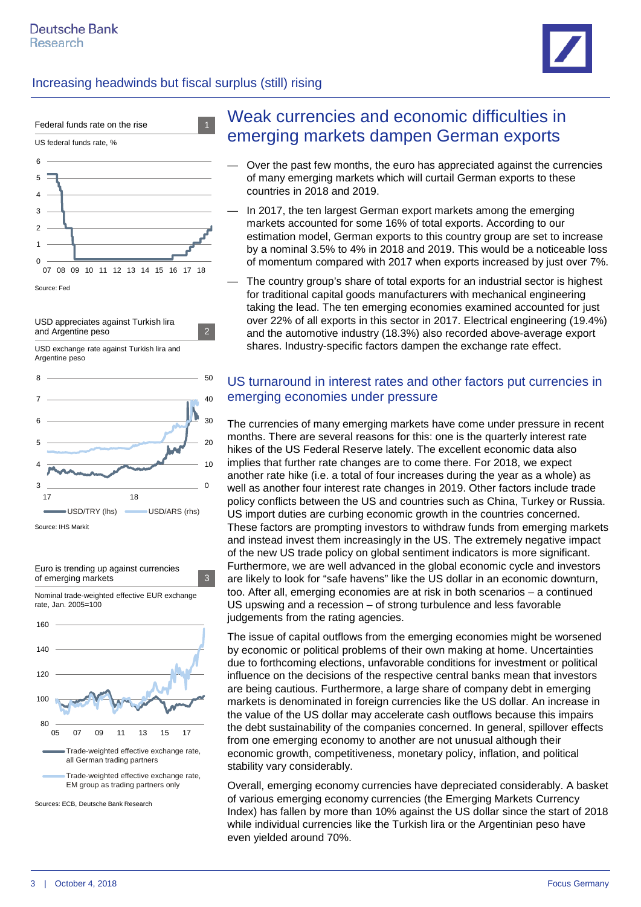Increasing headwinds but fiscal surplus (still) rising

Federal funds rate on the rise — 1

US federal funds rate, %

Source: Fed

USD appreciates against Turkish lira and Argentine peso — 2

USD exchange rate against Turkish lira and Argentine peso

USD/TRY (lhs) — USD/ARS (rhs)

Source: IHS Markit

Euro is trending up against currencies of emerging markets — 3

Nominal trade-weighted effective EUR exchange rate, Jan. 2005=100

Trade-weighted effective exchange rate, all German trading partners

Trade-weighted effective exchange rate, EM group as trading partners only

Sources: ECB, Deutsche Bank Research

# Weak currencies and economic difficulties in emerging markets dampen German exports

— Over the past few months, the euro has appreciated against the currencies of many emerging markets which will curtail German exports to these countries in 2018 and 2019.

— In 2017, the ten largest German export markets among the emerging markets accounted for some 16% of total exports. According to our estimation model, German exports to this country group are set to increase by a nominal 3.5% to 4% in 2018 and 2019. This would be a noticeable loss of momentum compared with 2017 when exports increased by just over 7%.

— The country group's share of total exports for an industrial sector is highest for traditional capital goods manufacturers with mechanical engineering taking the lead. The ten emerging economies examined accounted for just over 22% of all exports in this sector in 2017. Electrical engineering (19.4%) and the automotive industry (18.3%) also recorded above-average export shares. Industry-specific factors dampen the exchange rate effect.

## US turnaround in interest rates and other factors put currencies in emerging economies under pressure

The currencies of many emerging markets have come under pressure in recent months. There are several reasons for this: one is the quarterly interest rate hikes of the US Federal Reserve lately. The excellent economic data also implies that further rate changes are to come there. For 2018, we expect another rate hike (i.e. a total of four increases during the year as a whole) as well as another four interest rate changes in 2019. Other factors include trade policy conflicts between the US and countries such as China, Turkey or Russia. US import duties are curbing economic growth in the countries concerned. These factors are prompting investors to withdraw funds from emerging markets and instead invest them increasingly in the US. The extremely negative impact of the new US trade policy on global sentiment indicators is more significant. Furthermore, we are well advanced in the global economic cycle and investors are likely to look for "safe havens" like the US dollar in an economic downturn, too. After all, emerging economies are at risk in both scenarios – a continued US upswing and a recession – of strong turbulence and less favorable judgements from the rating agencies.

The issue of capital outflows from the emerging economies might be worsened by economic or political problems of their own making at home. Uncertainties due to forthcoming elections, unfavorable conditions for investment or political influence on the decisions of the respective central banks mean that investors are being cautious. Furthermore, a large share of company debt in emerging markets is denominated in foreign currencies like the US dollar. An increase in the value of the US dollar may accelerate cash outflows because this impairs the debt sustainability of the companies concerned. In general, spillover effects from one emerging economy to another are not unusual although their economic growth, competitiveness, monetary policy, inflation, and political stability vary considerably.

Overall, emerging economy currencies have depreciated considerably. A basket of various emerging economy currencies (the Emerging Markets Currency Index) has fallen by more than 10% against the US dollar since the start of 2018 while individual currencies like the Turkish lira or the Argentinian peso have even yielded around 70%.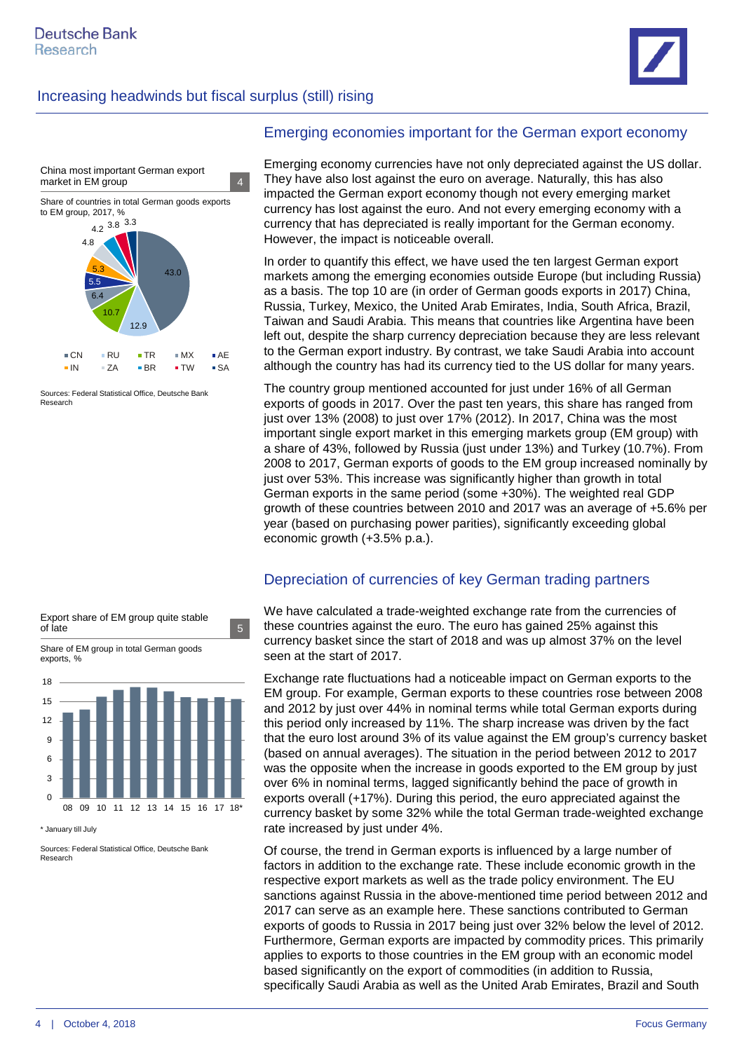## Increasing headwinds but fiscal surplus (still) rising

### Emerging economies important for the German export economy

Emerging economy currencies have not only depreciated against the US dollar. They have also lost against the euro on average. Naturally, this has also impacted the German export economy though not every emerging market currency has lost against the euro. And not every emerging economy with a currency that has depreciated is really important for the German economy. However, the impact is noticeable overall.

In order to quantify this effect, we have used the ten largest German export markets among the emerging economies outside Europe (but including Russia) as a basis. The top 10 are (in order of German goods exports in 2017) China, Russia, Turkey, Mexico, the United Arab Emirates, India, South Africa, Brazil, Taiwan and Saudi Arabia. This means that countries like Argentina have been left out, despite the sharp currency depreciation because they are less relevant to the German export industry. By contrast, we take Saudi Arabia into account although the country has had its currency tied to the US dollar for many years.

The country group mentioned accounted for just under 16% of all German exports of goods in 2017. Over the past ten years, this share has ranged from just over 13% (2008) to just over 17% (2012). In 2017, China was the most important single export market in this emerging markets group (EM group) with a share of 43%, followed by Russia (just under 13%) and Turkey (10.7%). From 2008 to 2017, German exports of goods to the EM group increased nominally by just over 53%. This increase was significantly higher than growth in total German exports in the same period (some +30%). The weighted real GDP growth of these countries between 2010 and 2017 was an average of +5.6% per year (based on purchasing power parities), significantly exceeding global economic growth (+3.5% p.a.).

**China most important German export market in EM group** (4)

Share of countries in total German goods exports to EM group, 2017, %

| Country | Share |
|---|---|
| CN | 43.0 |
| RU | 12.9 |
| TR | 10.7 |
| MX | 6.4 |
| AE | 5.5 |
| IN | 5.3 |
| ZA | 4.8 |
| BR | 4.2 |
| TW | 3.8 |
| SA | 3.3 |

Sources: Federal Statistical Office, Deutsche Bank Research

### Depreciation of currencies of key German trading partners

We have calculated a trade-weighted exchange rate from the currencies of these countries against the euro. The euro has gained 25% against this currency basket since the start of 2018 and was up almost 37% on the level seen at the start of 2017.

Exchange rate fluctuations had a noticeable impact on German exports to the EM group. For example, German exports to these countries rose between 2008 and 2012 by just over 44% in nominal terms while total German exports during this period only increased by 11%. The sharp increase was driven by the fact that the euro lost around 3% of its value against the EM group's currency basket (based on annual averages). The situation in the period between 2012 to 2017 was the opposite when the increase in goods exported to the EM group by just over 6% in nominal terms, lagged significantly behind the pace of growth in exports overall (+17%). During this period, the euro appreciated against the currency basket by some 32% while the total German trade-weighted exchange rate increased by just under 4%.

Of course, the trend in German exports is influenced by a large number of factors in addition to the exchange rate. These include economic growth in the respective export markets as well as the trade policy environment. The EU sanctions against Russia in the above-mentioned time period between 2012 and 2017 can serve as an example here. These sanctions contributed to German exports of goods to Russia in 2017 being just over 32% below the level of 2012. Furthermore, German exports are impacted by commodity prices. This primarily applies to exports to those countries in the EM group with an economic model based significantly on the export of commodities (in addition to Russia, specifically Saudi Arabia as well as the United Arab Emirates, Brazil and South

**Export share of EM group quite stable of late** (5)

Share of EM group in total German goods exports, %

(Bar chart, years 08 to 18*, y-axis 0–18)

\* January till July

Sources: Federal Statistical Office, Deutsche Bank Research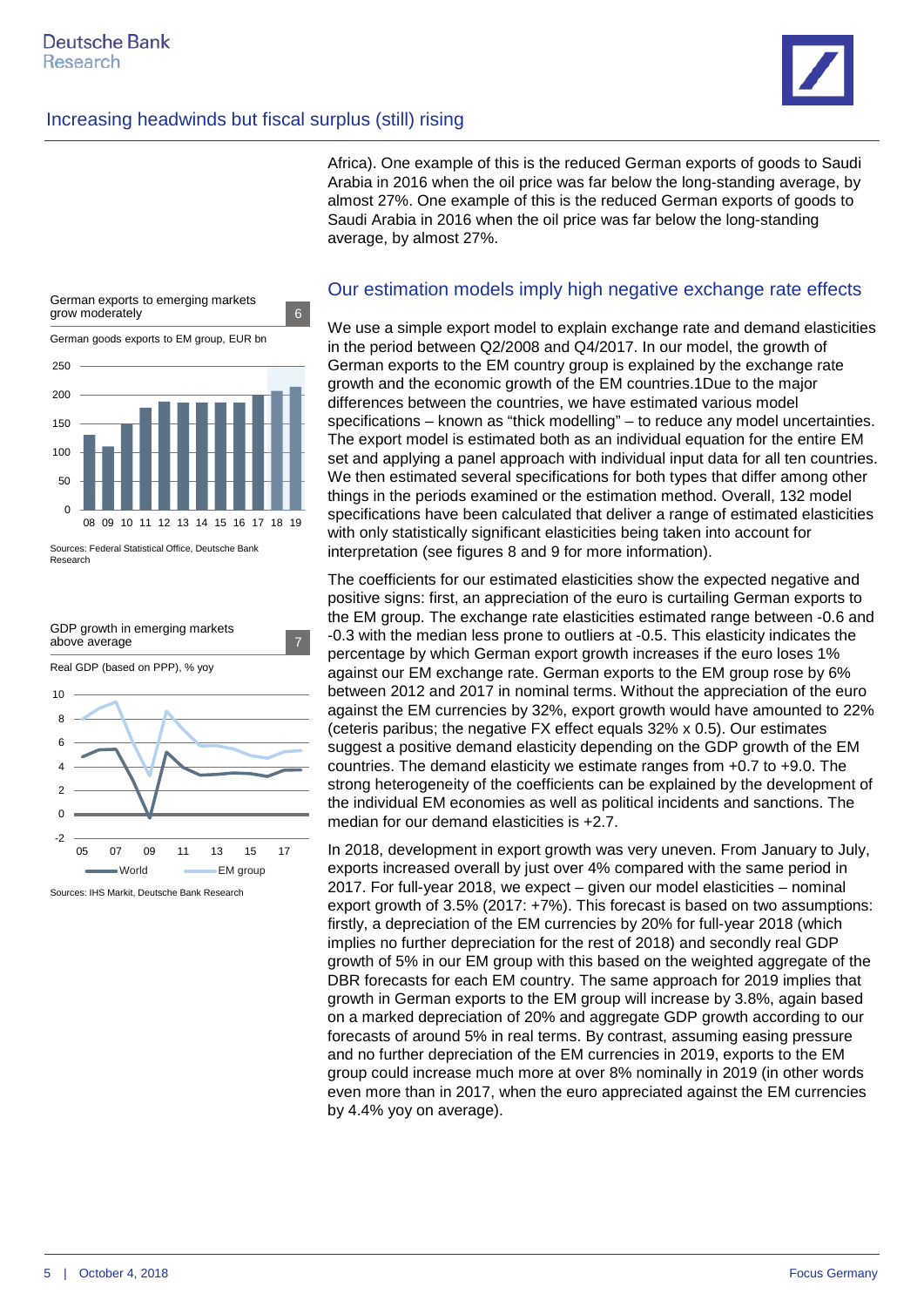Africa). One example of this is the reduced German exports of goods to Saudi Arabia in 2016 when the oil price was far below the long-standing average, by almost 27%. One example of this is the reduced German exports of goods to Saudi Arabia in 2016 when the oil price was far below the long-standing average, by almost 27%.

German exports to emerging markets grow moderately — 6

German goods exports to EM group, EUR bn

Sources: Federal Statistical Office, Deutsche Bank Research

GDP growth in emerging markets above average — 7

Real GDP (based on PPP), % yoy

World, EM group

Sources: IHS Markit, Deutsche Bank Research

## Our estimation models imply high negative exchange rate effects

We use a simple export model to explain exchange rate and demand elasticities in the period between Q2/2008 and Q4/2017. In our model, the growth of German exports to the EM country group is explained by the exchange rate growth and the economic growth of the EM countries.[1] Due to the major differences between the countries, we have estimated various model specifications – known as "thick modelling" – to reduce any model uncertainties. The export model is estimated both as an individual equation for the entire EM set and applying a panel approach with individual input data for all ten countries. We then estimated several specifications for both types that differ among other things in the periods examined or the estimation method. Overall, 132 model specifications have been calculated that deliver a range of estimated elasticities with only statistically significant elasticities being taken into account for interpretation (see figures 8 and 9 for more information).

The coefficients for our estimated elasticities show the expected negative and positive signs: first, an appreciation of the euro is curtailing German exports to the EM group. The exchange rate elasticities estimated range between -0.6 and -0.3 with the median less prone to outliers at -0.5. This elasticity indicates the percentage by which German export growth increases if the euro loses 1% against our EM exchange rate. German exports to the EM group rose by 6% between 2012 and 2017 in nominal terms. Without the appreciation of the euro against the EM currencies by 32%, export growth would have amounted to 22% (ceteris paribus; the negative FX effect equals 32% x 0.5). Our estimates suggest a positive demand elasticity depending on the GDP growth of the EM countries. The demand elasticity we estimate ranges from +0.7 to +9.0. The strong heterogeneity of the coefficients can be explained by the development of the individual EM economies as well as political incidents and sanctions. The median for our demand elasticities is +2.7.

In 2018, development in export growth was very uneven. From January to July, exports increased overall by just over 4% compared with the same period in 2017. For full-year 2018, we expect – given our model elasticities – nominal export growth of 3.5% (2017: +7%). This forecast is based on two assumptions: firstly, a depreciation of the EM currencies by 20% for full-year 2018 (which implies no further depreciation for the rest of 2018) and secondly real GDP growth of 5% in our EM group with this based on the weighted aggregate of the DBR forecasts for each EM country. The same approach for 2019 implies that growth in German exports to the EM group will increase by 3.8%, again based on a marked depreciation of 20% and aggregate GDP growth according to our forecasts of around 5% in real terms. By contrast, assuming easing pressure and no further depreciation of the EM currencies in 2019, exports to the EM group could increase much more at over 8% nominally in 2019 (in other words even more than in 2017, when the euro appreciated against the EM currencies by 4.4% yoy on average).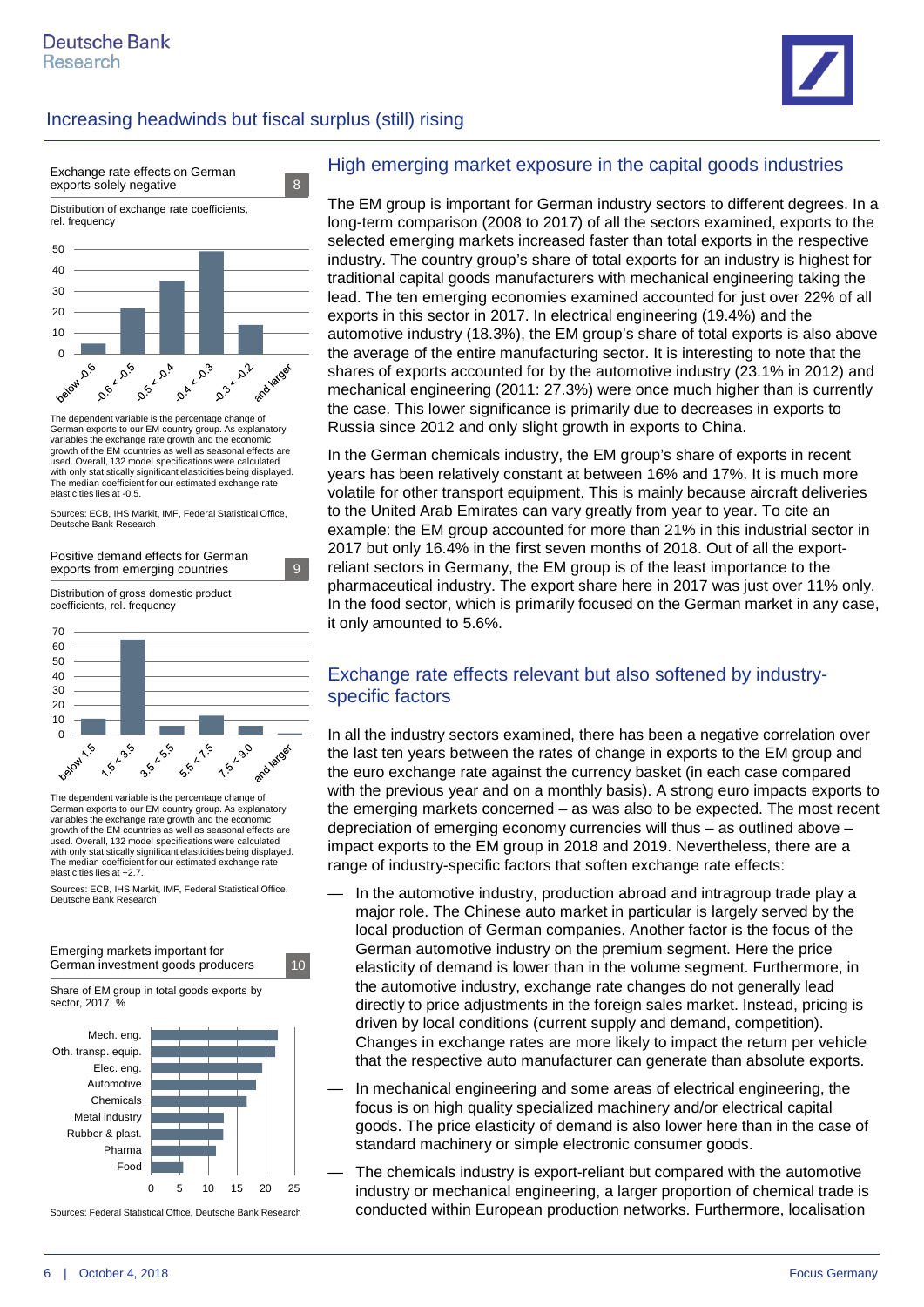## Increasing headwinds but fiscal surplus (still) rising

**Exchange rate effects on German exports solely negative** 8

Distribution of exchange rate coefficients, rel. frequency

The dependent variable is the percentage change of German exports to our EM country group. As explanatory variables the exchange rate growth and the economic growth of the EM countries as well as seasonal effects are used. Overall, 132 model specifications were calculated with only statistically significant elasticities being displayed. The median coefficient for our estimated exchange rate elasticities lies at -0.5.

Sources: ECB, IHS Markit, IMF, Federal Statistical Office, Deutsche Bank Research

**Positive demand effects for German exports from emerging countries** 9

Distribution of gross domestic product coefficients, rel. frequency

The dependent variable is the percentage change of German exports to our EM country group. As explanatory variables the exchange rate growth and the economic growth of the EM countries as well as seasonal effects are used. Overall, 132 model specifications were calculated with only statistically significant elasticities being displayed. The median coefficient for our estimated exchange rate elasticities lies at +2.7.

Sources: ECB, IHS Markit, IMF, Federal Statistical Office, Deutsche Bank Research

**Emerging markets important for German investment goods producers** 10

Share of EM group in total goods exports by sector, 2017, %

Sources: Federal Statistical Office, Deutsche Bank Research

### High emerging market exposure in the capital goods industries

The EM group is important for German industry sectors to different degrees. In a long-term comparison (2008 to 2017) of all the sectors examined, exports to the selected emerging markets increased faster than total exports in the respective industry. The country group's share of total exports for an industry is highest for traditional capital goods manufacturers with mechanical engineering taking the lead. The ten emerging economies examined accounted for just over 22% of all exports in this sector in 2017. In electrical engineering (19.4%) and the automotive industry (18.3%), the EM group's share of total exports is also above the average of the entire manufacturing sector. It is interesting to note that the shares of exports accounted for by the automotive industry (23.1% in 2012) and mechanical engineering (2011: 27.3%) were once much higher than is currently the case. This lower significance is primarily due to decreases in exports to Russia since 2012 and only slight growth in exports to China.

In the German chemicals industry, the EM group's share of exports in recent years has been relatively constant at between 16% and 17%. It is much more volatile for other transport equipment. This is mainly because aircraft deliveries to the United Arab Emirates can vary greatly from year to year. To cite an example: the EM group accounted for more than 21% in this industrial sector in 2017 but only 16.4% in the first seven months of 2018. Out of all the export-reliant sectors in Germany, the EM group is of the least importance to the pharmaceutical industry. The export share here in 2017 was just over 11% only. In the food sector, which is primarily focused on the German market in any case, it only amounted to 5.6%.

### Exchange rate effects relevant but also softened by industry-specific factors

In all the industry sectors examined, there has been a negative correlation over the last ten years between the rates of change in exports to the EM group and the euro exchange rate against the currency basket (in each case compared with the previous year and on a monthly basis). A strong euro impacts exports to the emerging markets concerned – as was also to be expected. The most recent depreciation of emerging economy currencies will thus – as outlined above – impact exports to the EM group in 2018 and 2019. Nevertheless, there are a range of industry-specific factors that soften exchange rate effects:

— In the automotive industry, production abroad and intragroup trade play a major role. The Chinese auto market in particular is largely served by the local production of German companies. Another factor is the focus of the German automotive industry on the premium segment. Here the price elasticity of demand is lower than in the volume segment. Furthermore, in the automotive industry, exchange rate changes do not generally lead directly to price adjustments in the foreign sales market. Instead, pricing is driven by local conditions (current supply and demand, competition). Changes in exchange rates are more likely to impact the return per vehicle that the respective auto manufacturer can generate than absolute exports.

— In mechanical engineering and some areas of electrical engineering, the focus is on high quality specialized machinery and/or electrical capital goods. The price elasticity of demand is also lower here than in the case of standard machinery or simple electronic consumer goods.

— The chemicals industry is export-reliant but compared with the automotive industry or mechanical engineering, a larger proportion of chemical trade is conducted within European production networks. Furthermore, localisation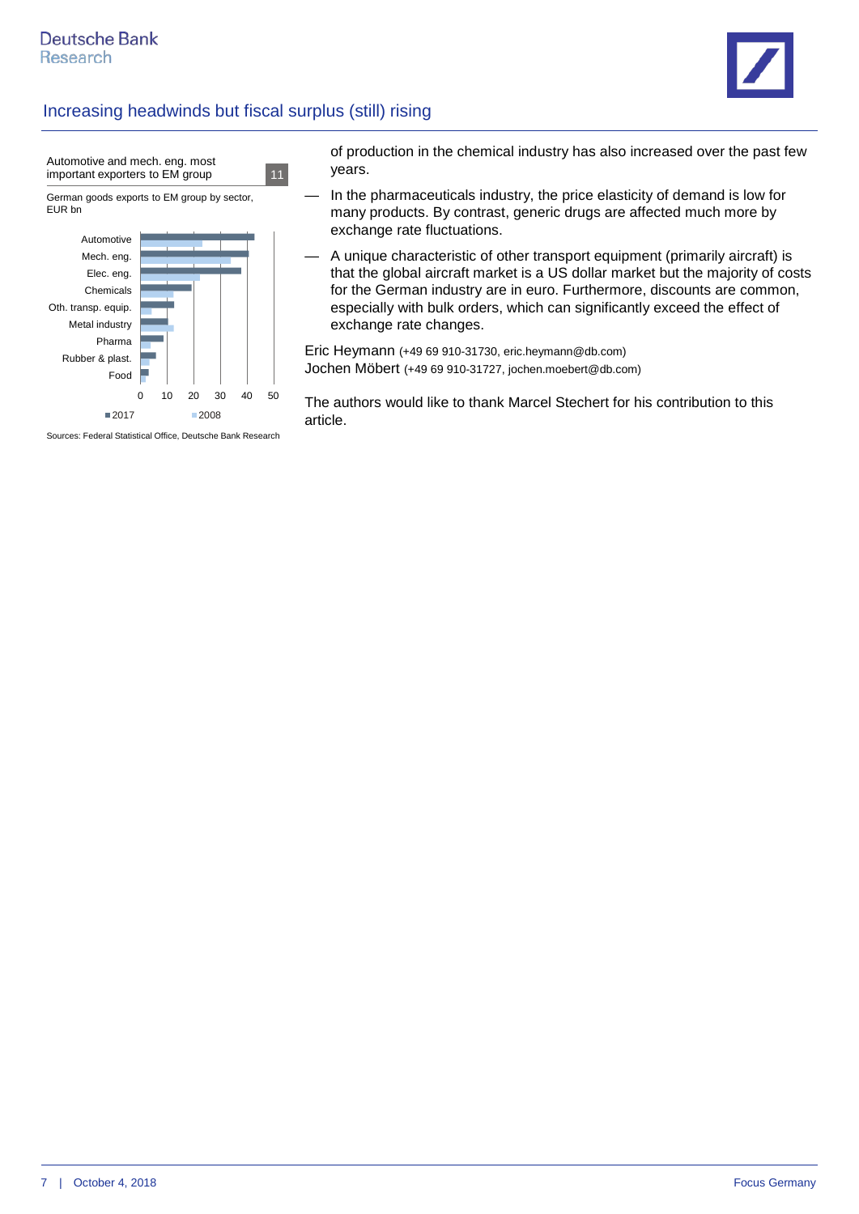Automotive and mech. eng. most important exporters to EM group 11

German goods exports to EM group by sector, EUR bn

| Sector | 2017 | 2008 |
|---|---|---|
| Automotive | ~43 | ~23 |
| Mech. eng. | ~41 | ~34 |
| Elec. eng. | ~38 | ~22 |
| Chemicals | ~19 | ~12 |
| Oth. transp. equip. | ~12 | ~4 |
| Metal industry | ~10 | ~12 |
| Pharma | ~8 | ~3 |
| Rubber & plast. | ~5 | ~3 |
| Food | ~3 | ~1 |

Sources: Federal Statistical Office, Deutsche Bank Research

of production in the chemical industry has also increased over the past few years.

- In the pharmaceuticals industry, the price elasticity of demand is low for many products. By contrast, generic drugs are affected much more by exchange rate fluctuations.
- A unique characteristic of other transport equipment (primarily aircraft) is that the global aircraft market is a US dollar market but the majority of costs for the German industry are in euro. Furthermore, discounts are common, especially with bulk orders, which can significantly exceed the effect of exchange rate changes.

Eric Heymann (+49 69 910-31730, eric.heymann@db.com)
Jochen Möbert (+49 69 910-31727, jochen.moebert@db.com)

The authors would like to thank Marcel Stechert for his contribution to this article.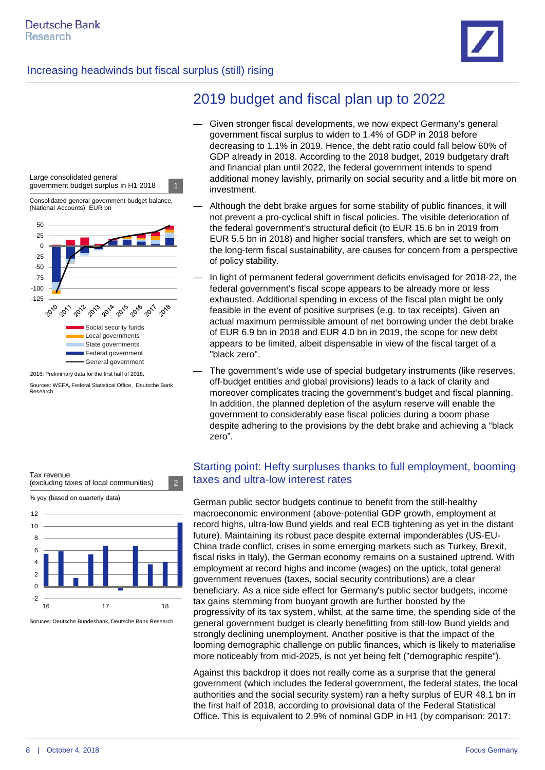## 2019 budget and fiscal plan up to 2022

- Given stronger fiscal developments, we now expect Germany's general government fiscal surplus to widen to 1.4% of GDP in 2018 before decreasing to 1.1% in 2019. Hence, the debt ratio could fall below 60% of GDP already in 2018. According to the 2018 budget, 2019 budgetary draft and financial plan until 2022, the federal government intends to spend additional money lavishly, primarily on social security and a little bit more on investment.
- Although the debt brake argues for some stability of public finances, it will not prevent a pro-cyclical shift in fiscal policies. The visible deterioration of the federal government's structural deficit (to EUR 15.6 bn in 2019 from EUR 5.5 bn in 2018) and higher social transfers, which are set to weigh on the long-term fiscal sustainability, are causes for concern from a perspective of policy stability.
- In light of permanent federal government deficits envisaged for 2018-22, the federal government's fiscal scope appears to be already more or less exhausted. Additional spending in excess of the fiscal plan might be only feasible in the event of positive surprises (e.g. to tax receipts). Given an actual maximum permissible amount of net borrowing under the debt brake of EUR 6.9 bn in 2018 and EUR 4.0 bn in 2019, the scope for new debt appears to be limited, albeit dispensable in view of the fiscal target of a "black zero".
- The government's wide use of special budgetary instruments (like reserves, off-budget entities and global provisions) leads to a lack of clarity and moreover complicates tracing the government's budget and fiscal planning. In addition, the planned depletion of the asylum reserve will enable the government to considerably ease fiscal policies during a boom phase despite adhering to the provisions by the debt brake and achieving a "black zero".

**Large consolidated general government budget surplus in H1 2018** (1)

Consolidated general government budget balance, (National Accounts), EUR bn

Legend: Social security funds; Local governments; State governments; Federal government; General government

2018: Preliminary data for the first half of 2018.

Sources: WEFA, Federal Statistical Office, Deutsche Bank Research

### Starting point: Hefty surpluses thanks to full employment, booming taxes and ultra-low interest rates

German public sector budgets continue to benefit from the still-healthy macroeconomic environment (above-potential GDP growth, employment at record highs, ultra-low Bund yields and real ECB tightening as yet in the distant future). Maintaining its robust pace despite external imponderables (US-EU-China trade conflict, crises in some emerging markets such as Turkey, Brexit, fiscal risks in Italy), the German economy remains on a sustained uptrend. With employment at record highs and income (wages) on the uptick, total general government revenues (taxes, social security contributions) are a clear beneficiary. As a nice side effect for Germany's public sector budgets, income tax gains stemming from buoyant growth are further boosted by the progressivity of its tax system, whilst, at the same time, the spending side of the general government budget is clearly benefitting from still-low Bund yields and strongly declining unemployment. Another positive is that the impact of the looming demographic challenge on public finances, which is likely to materialise more noticeably from mid-2025, is not yet being felt ("demographic respite").

**Tax revenue (excluding taxes of local communities)** (2)

% yoy (based on quarterly data)

Soruces: Deutsche Bundesbank, Deutsche Bank Research

Against this backdrop it does not really come as a surprise that the general government (which includes the federal government, the federal states, the local authorities and the social security system) ran a hefty surplus of EUR 48.1 bn in the first half of 2018, according to provisional data of the Federal Statistical Office. This is equivalent to 2.9% of nominal GDP in H1 (by comparison: 2017: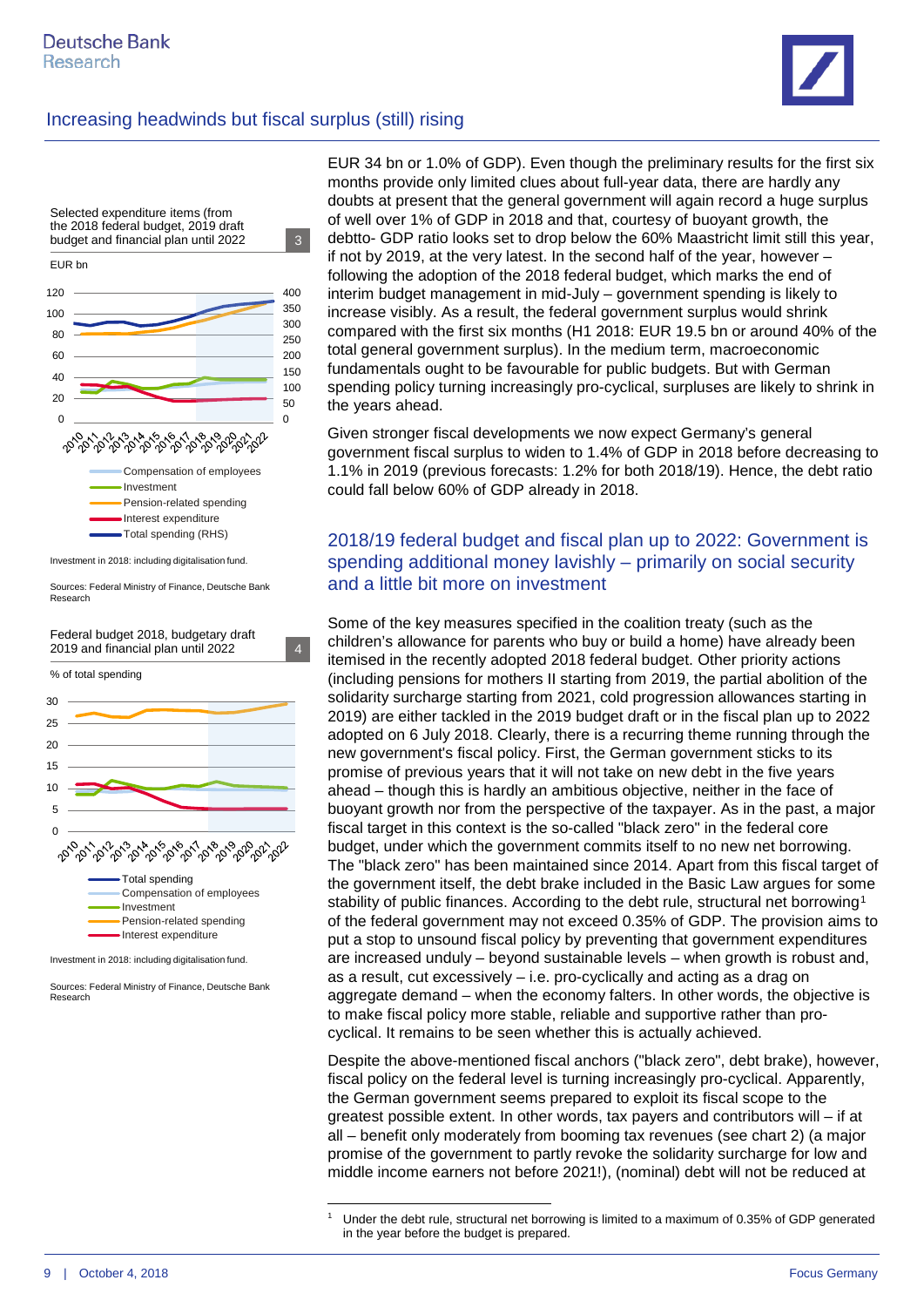Selected expenditure items (from the 2018 federal budget, 2019 draft budget and financial plan until 2022 — 3

EUR bn

Compensation of employees
Investment
Pension-related spending
Interest expenditure
Total spending (RHS)

Investment in 2018: including digitalisation fund.

Sources: Federal Ministry of Finance, Deutsche Bank Research

Federal budget 2018, budgetary draft 2019 and financial plan until 2022 — 4

% of total spending

Total spending
Compensation of employees
Investment
Pension-related spending
Interest expenditure

Investment in 2018: including digitalisation fund.

Sources: Federal Ministry of Finance, Deutsche Bank Research

EUR 34 bn or 1.0% of GDP). Even though the preliminary results for the first six months provide only limited clues about full-year data, there are hardly any doubts at present that the general government will again record a huge surplus of well over 1% of GDP in 2018 and that, courtesy of buoyant growth, the debtto- GDP ratio looks set to drop below the 60% Maastricht limit still this year, if not by 2019, at the very latest. In the second half of the year, however – following the adoption of the 2018 federal budget, which marks the end of interim budget management in mid-July – government spending is likely to increase visibly. As a result, the federal government surplus would shrink compared with the first six months (H1 2018: EUR 19.5 bn or around 40% of the total general government surplus). In the medium term, macroeconomic fundamentals ought to be favourable for public budgets. But with German spending policy turning increasingly pro-cyclical, surpluses are likely to shrink in the years ahead.

Given stronger fiscal developments we now expect Germany's general government fiscal surplus to widen to 1.4% of GDP in 2018 before decreasing to 1.1% in 2019 (previous forecasts: 1.2% for both 2018/19). Hence, the debt ratio could fall below 60% of GDP already in 2018.

## 2018/19 federal budget and fiscal plan up to 2022: Government is spending additional money lavishly – primarily on social security and a little bit more on investment

Some of the key measures specified in the coalition treaty (such as the children's allowance for parents who buy or build a home) have already been itemised in the recently adopted 2018 federal budget. Other priority actions (including pensions for mothers II starting from 2019, the partial abolition of the solidarity surcharge starting from 2021, cold progression allowances starting in 2019) are either tackled in the 2019 budget draft or in the fiscal plan up to 2022 adopted on 6 July 2018. Clearly, there is a recurring theme running through the new government's fiscal policy. First, the German government sticks to its promise of previous years that it will not take on new debt in the five years ahead – though this is hardly an ambitious objective, neither in the face of buoyant growth nor from the perspective of the taxpayer. As in the past, a major fiscal target in this context is the so-called "black zero" in the federal core budget, under which the government commits itself to no new net borrowing. The "black zero" has been maintained since 2014. Apart from this fiscal target of the government itself, the debt brake included in the Basic Law argues for some stability of public finances. According to the debt rule, structural net borrowing[1] of the federal government may not exceed 0.35% of GDP. The provision aims to put a stop to unsound fiscal policy by preventing that government expenditures are increased unduly – beyond sustainable levels – when growth is robust and, as a result, cut excessively – i.e. pro-cyclically and acting as a drag on aggregate demand – when the economy falters. In other words, the objective is to make fiscal policy more stable, reliable and supportive rather than pro-cyclical. It remains to be seen whether this is actually achieved.

Despite the above-mentioned fiscal anchors ("black zero", debt brake), however, fiscal policy on the federal level is turning increasingly pro-cyclical. Apparently, the German government seems prepared to exploit its fiscal scope to the greatest possible extent. In other words, tax payers and contributors will – if at all – benefit only moderately from booming tax revenues (see chart 2) (a major promise of the government to partly revoke the solidarity surcharge for low and middle income earners not before 2021!), (nominal) debt will not be reduced at

[1] Under the debt rule, structural net borrowing is limited to a maximum of 0.35% of GDP generated in the year before the budget is prepared.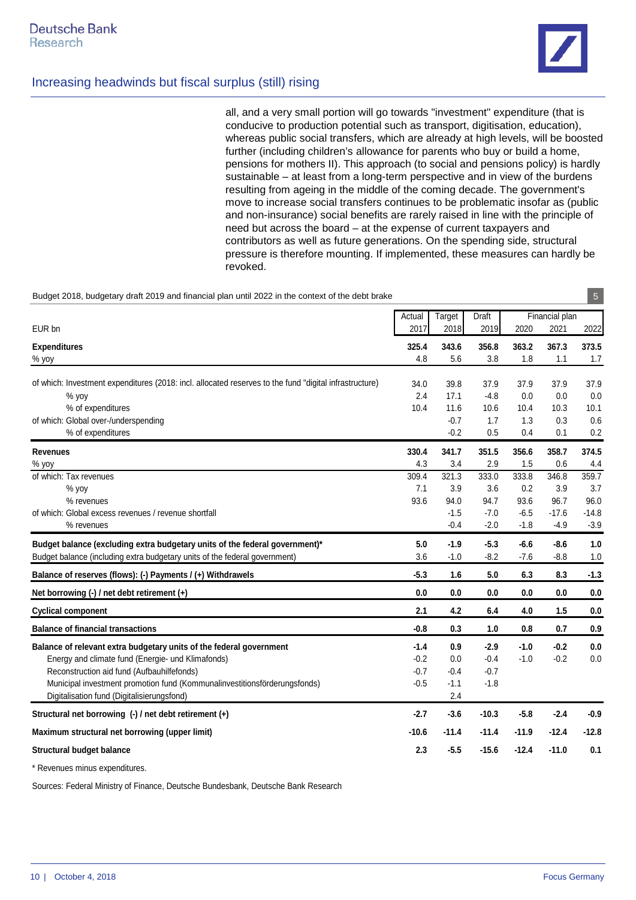all, and a very small portion will go towards "investment" expenditure (that is conducive to production potential such as transport, digitisation, education), whereas public social transfers, which are already at high levels, will be boosted further (including children's allowance for parents who buy or build a home, pensions for mothers II). This approach (to social and pensions policy) is hardly sustainable – at least from a long-term perspective and in view of the burdens resulting from ageing in the middle of the coming decade. The government's move to increase social transfers continues to be problematic insofar as (public and non-insurance) social benefits are rarely raised in line with the principle of need but across the board – at the expense of current taxpayers and contributors as well as future generations. On the spending side, structural pressure is therefore mounting. If implemented, these measures can hardly be revoked.

Budget 2018, budgetary draft 2019 and financial plan until 2022 in the context of the debt brake 5

| EUR bn | Actual 2017 | Target 2018 | Draft 2019 | Financial plan 2020 | 2021 | 2022 |
|---|---|---|---|---|---|---|
| **Expenditures** | **325.4** | **343.6** | **356.8** | **363.2** | **367.3** | **373.5** |
| % yoy | 4.8 | 5.6 | 3.8 | 1.8 | 1.1 | 1.7 |
| of which: Investment expenditures (2018: incl. allocated reserves to the fund "digital infrastructure") | 34.0 | 39.8 | 37.9 | 37.9 | 37.9 | 37.9 |
| % yoy | 2.4 | 17.1 | -4.8 | 0.0 | 0.0 | 0.0 |
| % of expenditures | 10.4 | 11.6 | 10.6 | 10.4 | 10.3 | 10.1 |
| of which: Global over-/underspending | | -0.7 | 1.7 | 1.3 | 0.3 | 0.6 |
| % of expenditures | | -0.2 | 0.5 | 0.4 | 0.1 | 0.2 |
| **Revenues** | **330.4** | **341.7** | **351.5** | **356.6** | **358.7** | **374.5** |
| % yoy | 4.3 | 3.4 | 2.9 | 1.5 | 0.6 | 4.4 |
| of which: Tax revenues | 309.4 | 321.3 | 333.0 | 333.8 | 346.8 | 359.7 |
| % yoy | 7.1 | 3.9 | 3.6 | 0.2 | 3.9 | 3.7 |
| % revenues | 93.6 | 94.0 | 94.7 | 93.6 | 96.7 | 96.0 |
| of which: Global excess revenues / revenue shortfall | | -1.5 | -7.0 | -6.5 | -17.6 | -14.8 |
| % revenues | | -0.4 | -2.0 | -1.8 | -4.9 | -3.9 |
| **Budget balance (excluding extra budgetary units of the federal government)*** | **5.0** | **-1.9** | **-5.3** | **-6.6** | **-8.6** | **1.0** |
| Budget balance (including extra budgetary units of the federal government) | 3.6 | -1.0 | -8.2 | -7.6 | -8.8 | 1.0 |
| **Balance of reserves (flows): (-) Payments / (+) Withdrawels** | **-5.3** | **1.6** | **5.0** | **6.3** | **8.3** | **-1.3** |
| **Net borrowing (-) / net debt retirement (+)** | **0.0** | **0.0** | **0.0** | **0.0** | **0.0** | **0.0** |
| **Cyclical component** | **2.1** | **4.2** | **6.4** | **4.0** | **1.5** | **0.0** |
| **Balance of financial transactions** | **-0.8** | **0.3** | **1.0** | **0.8** | **0.7** | **0.9** |
| **Balance of relevant extra budgetary units of the federal government** | **-1.4** | **0.9** | **-2.9** | **-1.0** | **-0.2** | **0.0** |
| Energy and climate fund (Energie- und Klimafonds) | -0.2 | 0.0 | -0.4 | -1.0 | -0.2 | 0.0 |
| Reconstruction aid fund (Aufbauhilfefonds) | -0.7 | -0.4 | -0.7 | | | |
| Municipal investment promotion fund (Kommunalinvestitionsförderungsfonds) | -0.5 | -1.1 | -1.8 | | | |
| Digitalisation fund (Digitalisierungsfond) | | 2.4 | | | | |
| **Structural net borrowing (-) / net debt retirement (+)** | **-2.7** | **-3.6** | **-10.3** | **-5.8** | **-2.4** | **-0.9** |
| **Maximum structural net borrowing (upper limit)** | **-10.6** | **-11.4** | **-11.4** | **-11.9** | **-12.4** | **-12.8** |
| **Structural budget balance** | **2.3** | **-5.5** | **-15.6** | **-12.4** | **-11.0** | **0.1** |

* Revenues minus expenditures.

Sources: Federal Ministry of Finance, Deutsche Bundesbank, Deutsche Bank Research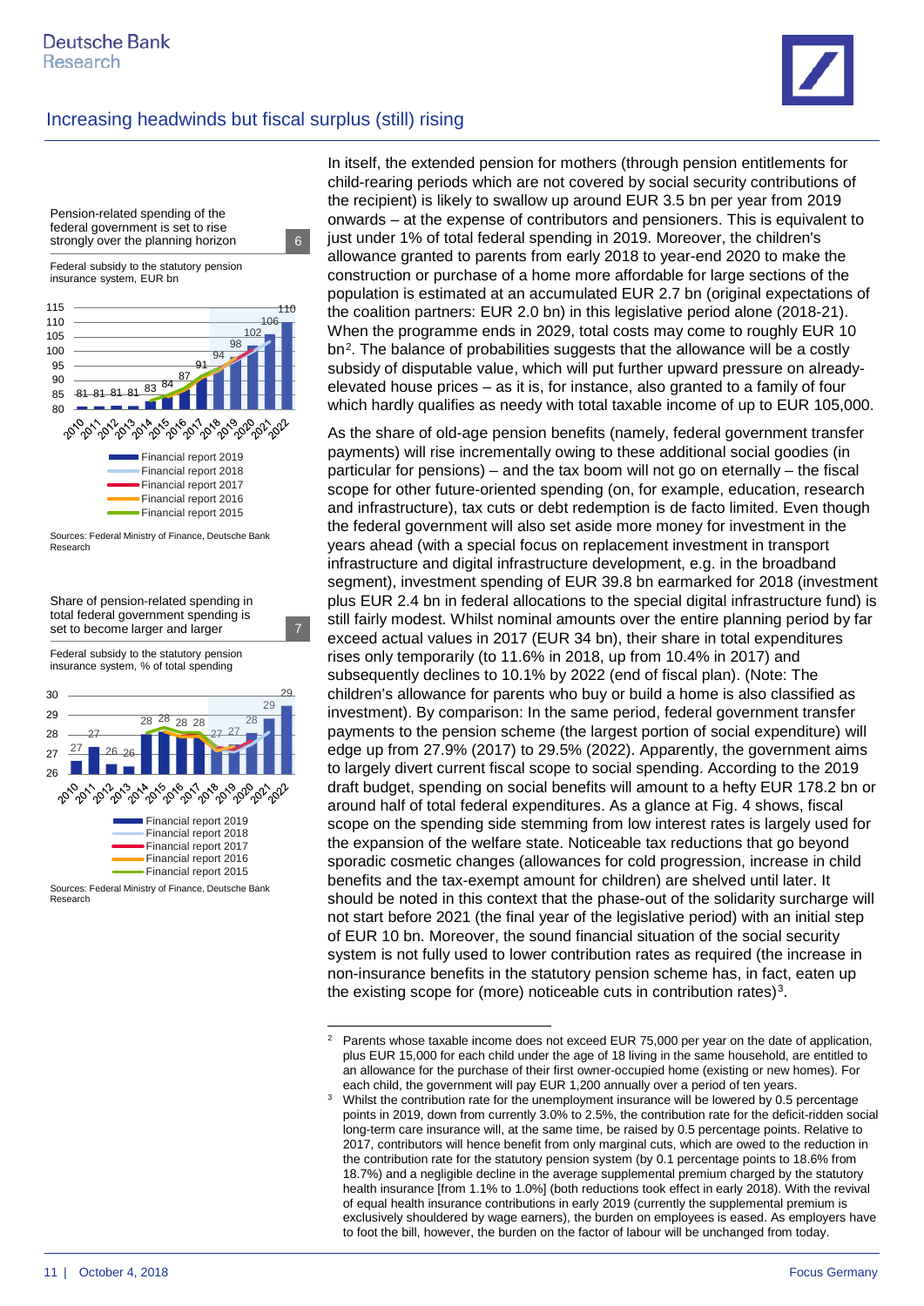## Increasing headwinds but fiscal surplus (still) rising

Pension-related spending of the federal government is set to rise strongly over the planning horizon 6

Federal subsidy to the statutory pension insurance system, EUR bn

Sources: Federal Ministry of Finance, Deutsche Bank Research

Share of pension-related spending in total federal government spending is set to become larger and larger 7

Federal subsidy to the statutory pension insurance system, % of total spending

Sources: Federal Ministry of Finance, Deutsche Bank Research

In itself, the extended pension for mothers (through pension entitlements for child-rearing periods which are not covered by social security contributions of the recipient) is likely to swallow up around EUR 3.5 bn per year from 2019 onwards – at the expense of contributors and pensioners. This is equivalent to just under 1% of total federal spending in 2019. Moreover, the children's allowance granted to parents from early 2018 to year-end 2020 to make the construction or purchase of a home more affordable for large sections of the population is estimated at an accumulated EUR 2.7 bn (original expectations of the coalition partners: EUR 2.0 bn) in this legislative period alone (2018-21). When the programme ends in 2029, total costs may come to roughly EUR 10 bn[2]. The balance of probabilities suggests that the allowance will be a costly subsidy of disputable value, which will put further upward pressure on already-elevated house prices – as it is, for instance, also granted to a family of four which hardly qualifies as needy with total taxable income of up to EUR 105,000.

As the share of old-age pension benefits (namely, federal government transfer payments) will rise incrementally owing to these additional social goodies (in particular for pensions) – and the tax boom will not go on eternally – the fiscal scope for other future-oriented spending (on, for example, education, research and infrastructure), tax cuts or debt redemption is de facto limited. Even though the federal government will also set aside more money for investment in the years ahead (with a special focus on replacement investment in transport infrastructure and digital infrastructure development, e.g. in the broadband segment), investment spending of EUR 39.8 bn earmarked for 2018 (investment plus EUR 2.4 bn in federal allocations to the special digital infrastructure fund) is still fairly modest. Whilst nominal amounts over the entire planning period by far exceed actual values in 2017 (EUR 34 bn), their share in total expenditures rises only temporarily (to 11.6% in 2018, up from 10.4% in 2017) and subsequently declines to 10.1% by 2022 (end of fiscal plan). (Note: The children's allowance for parents who buy or build a home is also classified as investment). By comparison: In the same period, federal government transfer payments to the pension scheme (the largest portion of social expenditure) will edge up from 27.9% (2017) to 29.5% (2022). Apparently, the government aims to largely divert current fiscal scope to social spending. According to the 2019 draft budget, spending on social benefits will amount to a hefty EUR 178.2 bn or around half of total federal expenditures. As a glance at Fig. 4 shows, fiscal scope on the spending side stemming from low interest rates is largely used for the expansion of the welfare state. Noticeable tax reductions that go beyond sporadic cosmetic changes (allowances for cold progression, increase in child benefits and the tax-exempt amount for children) are shelved until later. It should be noted in this context that the phase-out of the solidarity surcharge will not start before 2021 (the final year of the legislative period) with an initial step of EUR 10 bn. Moreover, the sound financial situation of the social security system is not fully used to lower contribution rates as required (the increase in non-insurance benefits in the statutory pension scheme has, in fact, eaten up the existing scope for (more) noticeable cuts in contribution rates)[3].

---

[2] Parents whose taxable income does not exceed EUR 75,000 per year on the date of application, plus EUR 15,000 for each child under the age of 18 living in the same household, are entitled to an allowance for the purchase of their first owner-occupied home (existing or new homes). For each child, the government will pay EUR 1,200 annually over a period of ten years.

[3] Whilst the contribution rate for the unemployment insurance will be lowered by 0.5 percentage points in 2019, down from currently 3.0% to 2.5%, the contribution rate for the deficit-ridden social long-term care insurance will, at the same time, be raised by 0.5 percentage points. Relative to 2017, contributors will hence benefit from only marginal cuts, which are owed to the reduction in the contribution rate for the statutory pension system (by 0.1 percentage points to 18.6% from 18.7%) and a negligible decline in the average supplemental premium charged by the statutory health insurance [from 1.1% to 1.0%] (both reductions took effect in early 2018). With the revival of equal health insurance contributions in early 2019 (currently the supplemental premium is exclusively shouldered by wage earners), the burden on employees is eased. As employers have to foot the bill, however, the burden on the factor of labour will be unchanged from today.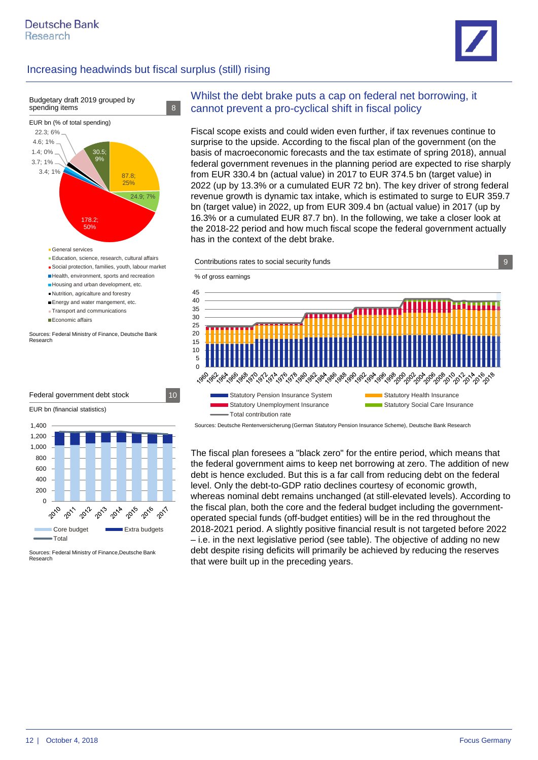## Increasing headwinds but fiscal surplus (still) rising

### Budgetary draft 2019 grouped by spending items — 8

EUR bn (% of total spending)

- 87.8; 25%
- 24.9; 7%
- 178.2; 50%
- 3.4; 1%
- 3.7; 1%
- 1.4; 0%
- 4.6; 1%
- 22.3; 6%
- 30.5; 9%

- General services
- Education, science, research, cultural affairs
- Social protection, families, youth, labour market
- Health, environment, sports and recreation
- Housing and urban development, etc.
- Nutrition, agriculture and forestry
- Energy and water mangement, etc.
- Transport and communications
- Economic affairs

Sources: Federal Ministry of Finance, Deutsche Bank Research

### Federal government debt stock — 10

EUR bn (financial statistics)

Core budget, Extra budgets, Total (2010–2017)

Sources: Federal Ministry of Finance,Deutsche Bank Research

## Whilst the debt brake puts a cap on federal net borrowing, it cannot prevent a pro-cyclical shift in fiscal policy

Fiscal scope exists and could widen even further, if tax revenues continue to surprise to the upside. According to the fiscal plan of the government (on the basis of macroeconomic forecasts and the tax estimate of spring 2018), annual federal government revenues in the planning period are expected to rise sharply from EUR 330.4 bn (actual value) in 2017 to EUR 374.5 bn (target value) in 2022 (up by 13.3% or a cumulated EUR 72 bn). The key driver of strong federal revenue growth is dynamic tax intake, which is estimated to surge to EUR 359.7 bn (target value) in 2022, up from EUR 309.4 bn (actual value) in 2017 (up by 16.3% or a cumulated EUR 87.7 bn). In the following, we take a closer look at the 2018-22 period and how much fiscal scope the federal government actually has in the context of the debt brake.

### Contributions rates to social security funds — 9

% of gross earnings

Statutory Pension Insurance System, Statutory Health Insurance, Statutory Unemployment Insurance, Statutory Social Care Insurance, Total contribution rate (1960–2018)

Sources: Deutsche Rentenversicherung (German Statutory Pension Insurance Scheme), Deutsche Bank Research

The fiscal plan foresees a "black zero" for the entire period, which means that the federal government aims to keep net borrowing at zero. The addition of new debt is hence excluded. But this is a far call from reducing debt on the federal level. Only the debt-to-GDP ratio declines courtesy of economic growth, whereas nominal debt remains unchanged (at still-elevated levels). According to the fiscal plan, both the core and the federal budget including the government-operated special funds (off-budget entities) will be in the red throughout the 2018-2021 period. A slightly positive financial result is not targeted before 2022 – i.e. in the next legislative period (see table). The objective of adding no new debt despite rising deficits will primarily be achieved by reducing the reserves that were built up in the preceding years.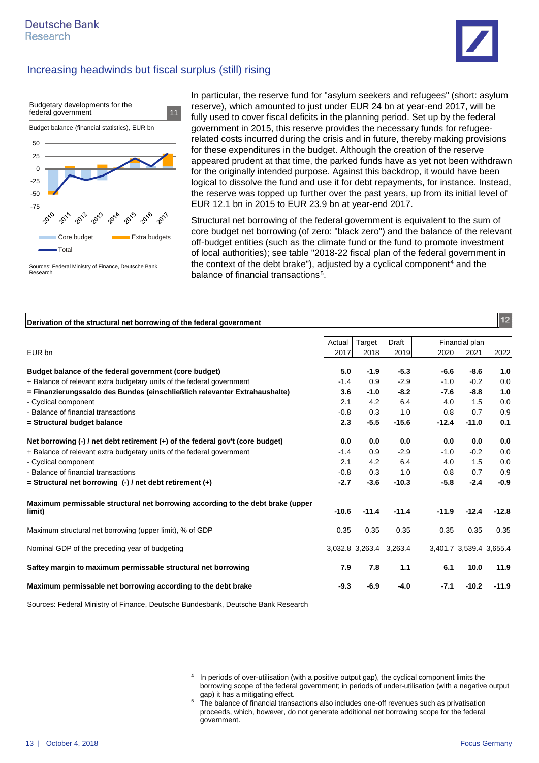## Increasing headwinds but fiscal surplus (still) rising

Budgetary developments for the federal government 11

Budget balance (financial statistics), EUR bn

Core budget | Extra budgets | Total

Sources: Federal Ministry of Finance, Deutsche Bank Research

In particular, the reserve fund for "asylum seekers and refugees" (short: asylum reserve), which amounted to just under EUR 24 bn at year-end 2017, will be fully used to cover fiscal deficits in the planning period. Set up by the federal government in 2015, this reserve provides the necessary funds for refugee-related costs incurred during the crisis and in future, thereby making provisions for these expenditures in the budget. Although the creation of the reserve appeared prudent at that time, the parked funds have as yet not been withdrawn for the originally intended purpose. Against this backdrop, it would have been logical to dissolve the fund and use it for debt repayments, for instance. Instead, the reserve was topped up further over the past years, up from its initial level of EUR 12.1 bn in 2015 to EUR 23.9 bn at year-end 2017.

Structural net borrowing of the federal government is equivalent to the sum of core budget net borrowing (of zero: "black zero") and the balance of the relevant off-budget entities (such as the climate fund or the fund to promote investment of local authorities); see table "2018-22 fiscal plan of the federal government in the context of the debt brake"), adjusted by a cyclical component[4] and the balance of financial transactions[5].

**Derivation of the structural net borrowing of the federal government** 12

| EUR bn | Actual 2017 | Target 2018 | Draft 2019 | Financial plan 2020 | 2021 | 2022 |
|---|---|---|---|---|---|---|
| **Budget balance of the federal government (core budget)** | **5.0** | **-1.9** | **-5.3** | **-6.6** | **-8.6** | **1.0** |
| + Balance of relevant extra budgetary units of the federal government | -1.4 | 0.9 | -2.9 | -1.0 | -0.2 | 0.0 |
| **= Finanzierungssaldo des Bundes (einschließlich relevanter Extrahaushalte)** | **3.6** | **-1.0** | **-8.2** | **-7.6** | **-8.8** | **1.0** |
| - Cyclical component | 2.1 | 4.2 | 6.4 | 4.0 | 1.5 | 0.0 |
| - Balance of financial transactions | -0.8 | 0.3 | 1.0 | 0.8 | 0.7 | 0.9 |
| **= Structural budget balance** | **2.3** | **-5.5** | **-15.6** | **-12.4** | **-11.0** | **0.1** |
| **Net borrowing (-) / net debt retirement (+) of the federal gov't (core budget)** | **0.0** | **0.0** | **0.0** | **0.0** | **0.0** | **0.0** |
| + Balance of relevant extra budgetary units of the federal government | -1.4 | 0.9 | -2.9 | -1.0 | -0.2 | 0.0 |
| - Cyclical component | 2.1 | 4.2 | 6.4 | 4.0 | 1.5 | 0.0 |
| - Balance of financial transactions | -0.8 | 0.3 | 1.0 | 0.8 | 0.7 | 0.9 |
| **= Structural net borrowing (-) / net debt retirement (+)** | **-2.7** | **-3.6** | **-10.3** | **-5.8** | **-2.4** | **-0.9** |
| **Maximum permissable structural net borrowing according to the debt brake (upper limit)** | **-10.6** | **-11.4** | **-11.4** | **-11.9** | **-12.4** | **-12.8** |
| Maximum structural net borrowing (upper limit), % of GDP | 0.35 | 0.35 | 0.35 | 0.35 | 0.35 | 0.35 |
| Nominal GDP of the preceding year of budgeting | 3,032.8 | 3,263.4 | 3,263.4 | 3,401.7 | 3,539.4 | 3,655.4 |
| **Saftey margin to maximum permissable structural net borrowing** | **7.9** | **7.8** | **1.1** | **6.1** | **10.0** | **11.9** |
| **Maximum permissable net borrowing according to the debt brake** | **-9.3** | **-6.9** | **-4.0** | **-7.1** | **-10.2** | **-11.9** |

Sources: Federal Ministry of Finance, Deutsche Bundesbank, Deutsche Bank Research

[4] In periods of over-utilisation (with a positive output gap), the cyclical component limits the borrowing scope of the federal government; in periods of under-utilisation (with a negative output gap) it has a mitigating effect.

[5] The balance of financial transactions also includes one-off revenues such as privatisation proceeds, which, however, do not generate additional net borrowing scope for the federal government.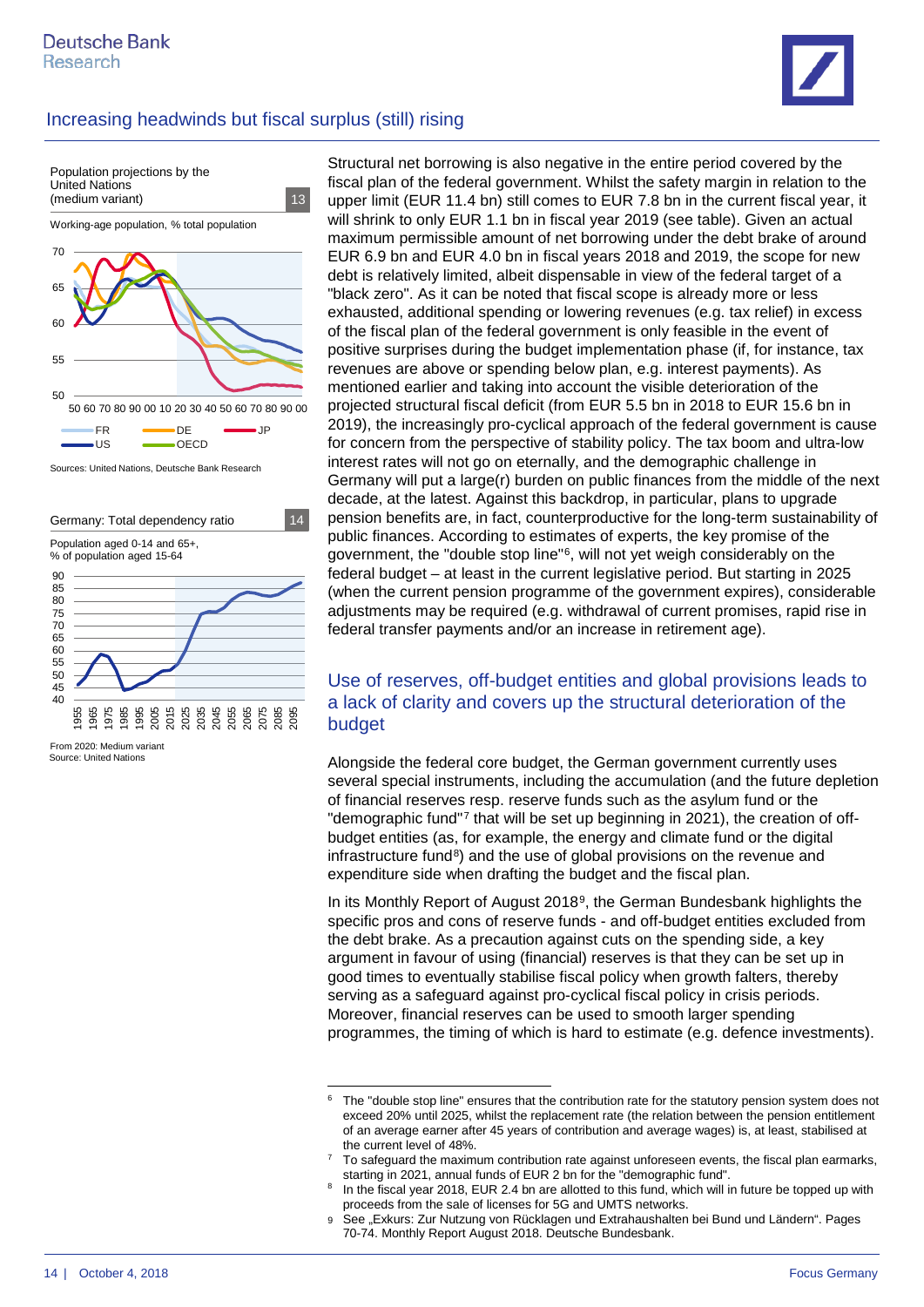## Increasing headwinds but fiscal surplus (still) rising

Population projections by the United Nations (medium variant) 13

Working-age population, % total population

Sources: United Nations, Deutsche Bank Research

Germany: Total dependency ratio 14

Population aged 0-14 and 65+, % of population aged 15-64

From 2020: Medium variant
Source: United Nations

Structural net borrowing is also negative in the entire period covered by the fiscal plan of the federal government. Whilst the safety margin in relation to the upper limit (EUR 11.4 bn) still comes to EUR 7.8 bn in the current fiscal year, it will shrink to only EUR 1.1 bn in fiscal year 2019 (see table). Given an actual maximum permissible amount of net borrowing under the debt brake of around EUR 6.9 bn and EUR 4.0 bn in fiscal years 2018 and 2019, the scope for new debt is relatively limited, albeit dispensable in view of the federal target of a "black zero". As it can be noted that fiscal scope is already more or less exhausted, additional spending or lowering revenues (e.g. tax relief) in excess of the fiscal plan of the federal government is only feasible in the event of positive surprises during the budget implementation phase (if, for instance, tax revenues are above or spending below plan, e.g. interest payments). As mentioned earlier and taking into account the visible deterioration of the projected structural fiscal deficit (from EUR 5.5 bn in 2018 to EUR 15.6 bn in 2019), the increasingly pro-cyclical approach of the federal government is cause for concern from the perspective of stability policy. The tax boom and ultra-low interest rates will not go on eternally, and the demographic challenge in Germany will put a large(r) burden on public finances from the middle of the next decade, at the latest. Against this backdrop, in particular, plans to upgrade pension benefits are, in fact, counterproductive for the long-term sustainability of public finances. According to estimates of experts, the key promise of the government, the "double stop line"[6], will not yet weigh considerably on the federal budget – at least in the current legislative period. But starting in 2025 (when the current pension programme of the government expires), considerable adjustments may be required (e.g. withdrawal of current promises, rapid rise in federal transfer payments and/or an increase in retirement age).

### Use of reserves, off-budget entities and global provisions leads to a lack of clarity and covers up the structural deterioration of the budget

Alongside the federal core budget, the German government currently uses several special instruments, including the accumulation (and the future depletion of financial reserves resp. reserve funds such as the asylum fund or the "demographic fund"[7] that will be set up beginning in 2021), the creation of off-budget entities (as, for example, the energy and climate fund or the digital infrastructure fund[8]) and the use of global provisions on the revenue and expenditure side when drafting the budget and the fiscal plan.

In its Monthly Report of August 2018[9], the German Bundesbank highlights the specific pros and cons of reserve funds - and off-budget entities excluded from the debt brake. As a precaution against cuts on the spending side, a key argument in favour of using (financial) reserves is that they can be set up in good times to eventually stabilise fiscal policy when growth falters, thereby serving as a safeguard against pro-cyclical fiscal policy in crisis periods. Moreover, financial reserves can be used to smooth larger spending programmes, the timing of which is hard to estimate (e.g. defence investments).

---

[6] The "double stop line" ensures that the contribution rate for the statutory pension system does not exceed 20% until 2025, whilst the replacement rate (the relation between the pension entitlement of an average earner after 45 years of contribution and average wages) is, at least, stabilised at the current level of 48%.

[7] To safeguard the maximum contribution rate against unforeseen events, the fiscal plan earmarks, starting in 2021, annual funds of EUR 2 bn for the "demographic fund".

[8] In the fiscal year 2018, EUR 2.4 bn are allotted to this fund, which will in future be topped up with proceeds from the sale of licenses for 5G and UMTS networks.

[9] See „Exkurs: Zur Nutzung von Rücklagen und Extrahaushalten bei Bund und Ländern". Pages 70-74. Monthly Report August 2018. Deutsche Bundesbank.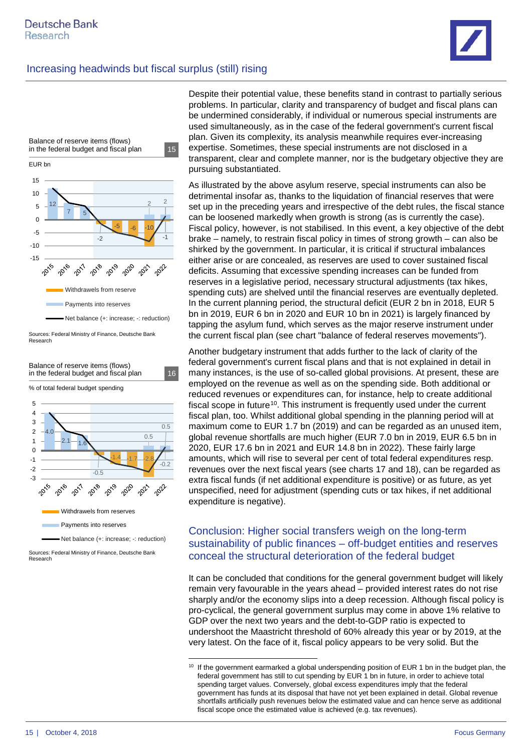Balance of reserve items (flows) in the federal budget and fiscal plan 15

EUR bn

| | 2015 | 2016 | 2017 | 2018 | 2019 | 2020 | 2021 | 2022 |
|---|---|---|---|---|---|---|---|---|
| Withdrawels from reserve | | | | -2 | -5 | -6 | -10 | -1 |
| Payments into reserves | 12 | 7 | 5 | | | | 2 | 2 |

Withdrawels from reserve

Payments into reserves

Net balance (+: increase; -: reduction)

Sources: Federal Ministry of Finance, Deutsche Bank Research

Balance of reserve items (flows) in the federal budget and fiscal plan 16

% of total federal budget spending

| | 2015 | 2016 | 2017 | 2018 | 2019 | 2020 | 2021 | 2022 |
|---|---|---|---|---|---|---|---|---|
| Withdrawels from reserves | | | | -0.5 | -1.4 | -1.7 | -2.8 | -0.2 |
| Payments into reserves | 4.0 | 2.1 | 1.6 | | | | 0.5 | 0.5 |

Withdrawels from reserves

Payments into reserves

Net balance (+: increase; -: reduction)

Sources: Federal Ministry of Finance, Deutsche Bank Research

Despite their potential value, these benefits stand in contrast to partially serious problems. In particular, clarity and transparency of budget and fiscal plans can be undermined considerably, if individual or numerous special instruments are used simultaneously, as in the case of the federal government's current fiscal plan. Given its complexity, its analysis meanwhile requires ever-increasing expertise. Sometimes, these special instruments are not disclosed in a transparent, clear and complete manner, nor is the budgetary objective they are pursuing substantiated.

As illustrated by the above asylum reserve, special instruments can also be detrimental insofar as, thanks to the liquidation of financial reserves that were set up in the preceding years and irrespective of the debt rules, the fiscal stance can be loosened markedly when growth is strong (as is currently the case). Fiscal policy, however, is not stabilised. In this event, a key objective of the debt brake – namely, to restrain fiscal policy in times of strong growth – can also be shirked by the government. In particular, it is critical if structural imbalances either arise or are concealed, as reserves are used to cover sustained fiscal deficits. Assuming that excessive spending increases can be funded from reserves in a legislative period, necessary structural adjustments (tax hikes, spending cuts) are shelved until the financial reserves are eventually depleted. In the current planning period, the structural deficit (EUR 2 bn in 2018, EUR 5 bn in 2019, EUR 6 bn in 2020 and EUR 10 bn in 2021) is largely financed by tapping the asylum fund, which serves as the major reserve instrument under the current fiscal plan (see chart "balance of federal reserves movements").

Another budgetary instrument that adds further to the lack of clarity of the federal government's current fiscal plans and that is not explained in detail in many instances, is the use of so-called global provisions. At present, these are employed on the revenue as well as on the spending side. Both additional or reduced revenues or expenditures can, for instance, help to create additional fiscal scope in future[10]. This instrument is frequently used under the current fiscal plan, too. Whilst additional global spending in the planning period will at maximum come to EUR 1.7 bn (2019) and can be regarded as an unused item, global revenue shortfalls are much higher (EUR 7.0 bn in 2019, EUR 6.5 bn in 2020, EUR 17.6 bn in 2021 and EUR 14.8 bn in 2022). These fairly large amounts, which will rise to several per cent of total federal expenditures resp. revenues over the next fiscal years (see charts 17 and 18), can be regarded as extra fiscal funds (if net additional expenditure is positive) or as future, as yet unspecified, need for adjustment (spending cuts or tax hikes, if net additional expenditure is negative).

## Conclusion: Higher social transfers weigh on the long-term sustainability of public finances – off-budget entities and reserves conceal the structural deterioration of the federal budget

It can be concluded that conditions for the general government budget will likely remain very favourable in the years ahead – provided interest rates do not rise sharply and/or the economy slips into a deep recession. Although fiscal policy is pro-cyclical, the general government surplus may come in above 1% relative to GDP over the next two years and the debt-to-GDP ratio is expected to undershoot the Maastricht threshold of 60% already this year or by 2019, at the very latest. On the face of it, fiscal policy appears to be very solid. But the

[10] If the government earmarked a global underspending position of EUR 1 bn in the budget plan, the federal government has still to cut spending by EUR 1 bn in future, in order to achieve total spending target values. Conversely, global excess expenditures imply that the federal government has funds at its disposal that have not yet been explained in detail. Global revenue shortfalls artificially push revenues below the estimated value and can hence serve as additional fiscal scope once the estimated value is achieved (e.g. tax revenues).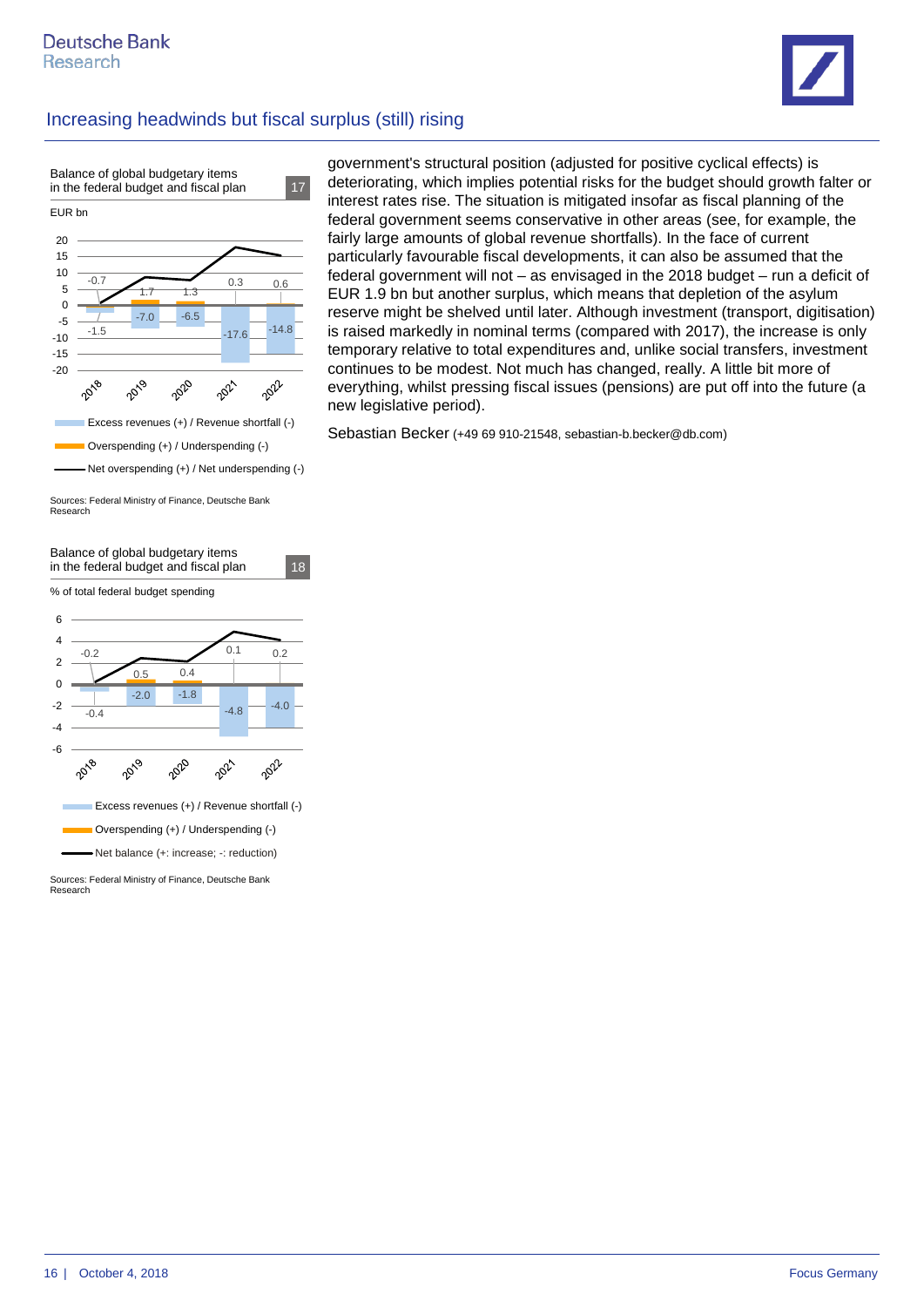## Increasing headwinds but fiscal surplus (still) rising

**Balance of global budgetary items in the federal budget and fiscal plan** 17

EUR bn

| Year | Excess revenues (+) / Revenue shortfall (-) | Overspending (+) / Underspending (-) |
|---|---|---|
| 2018 | -1.5 | -0.7 |
| 2019 | -7.0 | 1.7 |
| 2020 | -6.5 | 1.3 |
| 2021 | -17.6 | 0.3 |
| 2022 | -14.8 | 0.6 |

Excess revenues (+) / Revenue shortfall (-)
Overspending (+) / Underspending (-)
Net overspending (+) / Net underspending (-)

Sources: Federal Ministry of Finance, Deutsche Bank Research

**Balance of global budgetary items in the federal budget and fiscal plan** 18

% of total federal budget spending

| Year | Excess revenues (+) / Revenue shortfall (-) | Overspending (+) / Underspending (-) |
|---|---|---|
| 2018 | -0.4 | -0.2 |
| 2019 | -2.0 | 0.5 |
| 2020 | -1.8 | 0.4 |
| 2021 | -4.8 | 0.1 |
| 2022 | -4.0 | 0.2 |

Excess revenues (+) / Revenue shortfall (-)
Overspending (+) / Underspending (-)
Net balance (+: increase; -: reduction)

Sources: Federal Ministry of Finance, Deutsche Bank Research

government's structural position (adjusted for positive cyclical effects) is deteriorating, which implies potential risks for the budget should growth falter or interest rates rise. The situation is mitigated insofar as fiscal planning of the federal government seems conservative in other areas (see, for example, the fairly large amounts of global revenue shortfalls). In the face of current particularly favourable fiscal developments, it can also be assumed that the federal government will not – as envisaged in the 2018 budget – run a deficit of EUR 1.9 bn but another surplus, which means that depletion of the asylum reserve might be shelved until later. Although investment (transport, digitisation) is raised markedly in nominal terms (compared with 2017), the increase is only temporary relative to total expenditures and, unlike social transfers, investment continues to be modest. Not much has changed, really. A little bit more of everything, whilst pressing fiscal issues (pensions) are put off into the future (a new legislative period).

Sebastian Becker (+49 69 910-21548, sebastian-b.becker@db.com)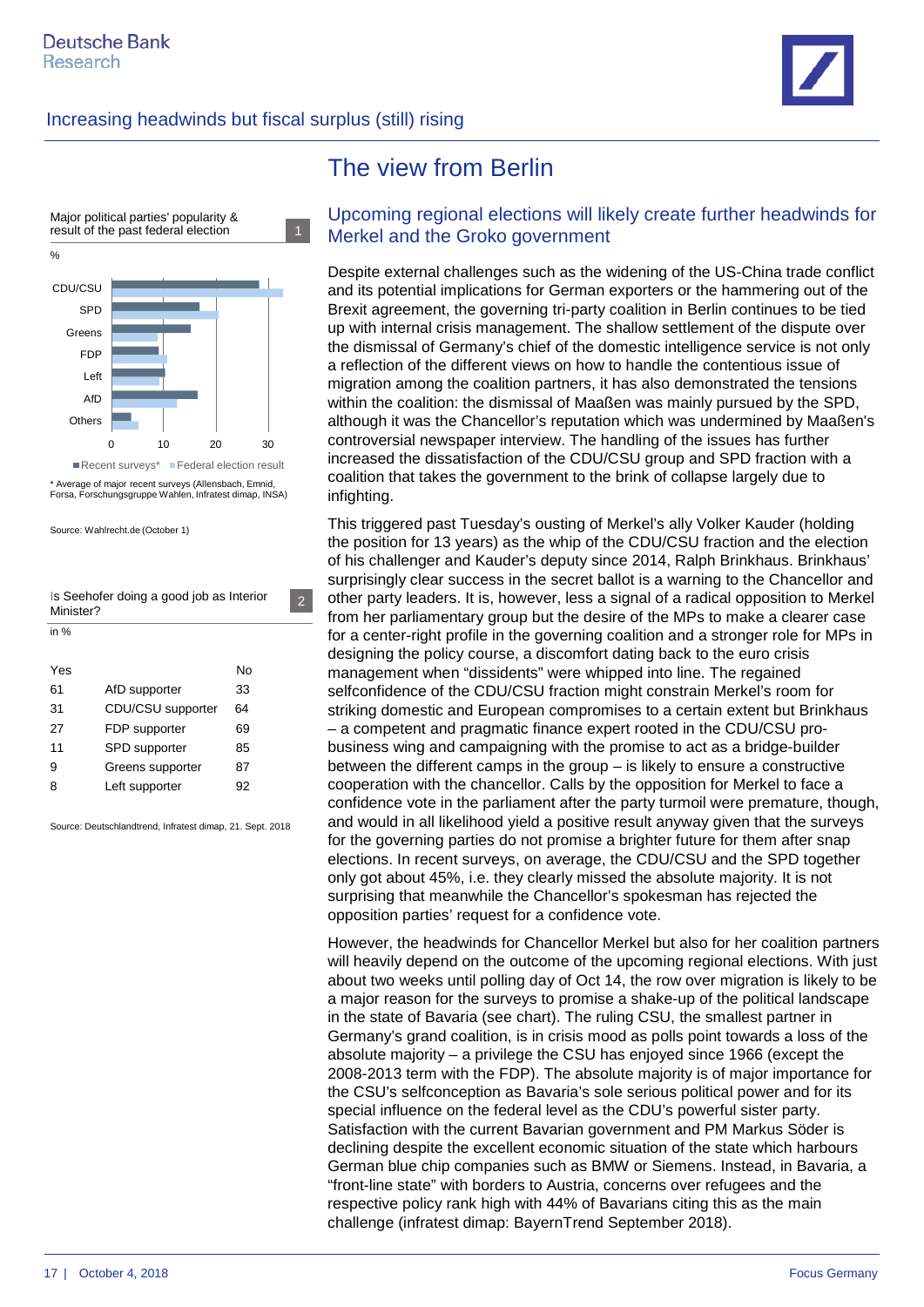# The view from Berlin

## Upcoming regional elections will likely create further headwinds for Merkel and the Groko government

Major political parties' popularity & result of the past federal election (1)

%

Categories: CDU/CSU, SPD, Greens, FDP, Left, AfD, Others

Axis: 0, 10, 20, 30

■ Recent surveys* ■ Federal election result

\* Average of major recent surveys (Allensbach, Emnid, Forsa, Forschungsgruppe Wahlen, Infratest dimap, INSA)

Source: Wahlrecht.de (October 1)

Is Seehofer doing a good job as Interior Minister? (2)

in %

| Yes | | No |
|---|---|---|
| 61 | AfD supporter | 33 |
| 31 | CDU/CSU supporter | 64 |
| 27 | FDP supporter | 69 |
| 11 | SPD supporter | 85 |
| 9 | Greens supporter | 87 |
| 8 | Left supporter | 92 |

Source: Deutschlandtrend, Infratest dimap, 21. Sept. 2018

Despite external challenges such as the widening of the US-China trade conflict and its potential implications for German exporters or the hammering out of the Brexit agreement, the governing tri-party coalition in Berlin continues to be tied up with internal crisis management. The shallow settlement of the dispute over the dismissal of Germany's chief of the domestic intelligence service is not only a reflection of the different views on how to handle the contentious issue of migration among the coalition partners, it has also demonstrated the tensions within the coalition: the dismissal of Maaßen was mainly pursued by the SPD, although it was the Chancellor's reputation which was undermined by Maaßen's controversial newspaper interview. The handling of the issues has further increased the dissatisfaction of the CDU/CSU group and SPD fraction with a coalition that takes the government to the brink of collapse largely due to infighting.

This triggered past Tuesday's ousting of Merkel's ally Volker Kauder (holding the position for 13 years) as the whip of the CDU/CSU fraction and the election of his challenger and Kauder's deputy since 2014, Ralph Brinkhaus. Brinkhaus' surprisingly clear success in the secret ballot is a warning to the Chancellor and other party leaders. It is, however, less a signal of a radical opposition to Merkel from her parliamentary group but the desire of the MPs to make a clearer case for a center-right profile in the governing coalition and a stronger role for MPs in designing the policy course, a discomfort dating back to the euro crisis management when "dissidents" were whipped into line. The regained selfconfidence of the CDU/CSU fraction might constrain Merkel's room for striking domestic and European compromises to a certain extent but Brinkhaus – a competent and pragmatic finance expert rooted in the CDU/CSU pro-business wing and campaigning with the promise to act as a bridge-builder between the different camps in the group – is likely to ensure a constructive cooperation with the chancellor. Calls by the opposition for Merkel to face a confidence vote in the parliament after the party turmoil were premature, though, and would in all likelihood yield a positive result anyway given that the surveys for the governing parties do not promise a brighter future for them after snap elections. In recent surveys, on average, the CDU/CSU and the SPD together only got about 45%, i.e. they clearly missed the absolute majority. It is not surprising that meanwhile the Chancellor's spokesman has rejected the opposition parties' request for a confidence vote.

However, the headwinds for Chancellor Merkel but also for her coalition partners will heavily depend on the outcome of the upcoming regional elections. With just about two weeks until polling day of Oct 14, the row over migration is likely to be a major reason for the surveys to promise a shake-up of the political landscape in the state of Bavaria (see chart). The ruling CSU, the smallest partner in Germany's grand coalition, is in crisis mood as polls point towards a loss of the absolute majority – a privilege the CSU has enjoyed since 1966 (except the 2008-2013 term with the FDP). The absolute majority is of major importance for the CSU's selfconception as Bavaria's sole serious political power and for its special influence on the federal level as the CDU's powerful sister party. Satisfaction with the current Bavarian government and PM Markus Söder is declining despite the excellent economic situation of the state which harbours German blue chip companies such as BMW or Siemens. Instead, in Bavaria, a "front-line state" with borders to Austria, concerns over refugees and the respective policy rank high with 44% of Bavarians citing this as the main challenge (infratest dimap: BayernTrend September 2018).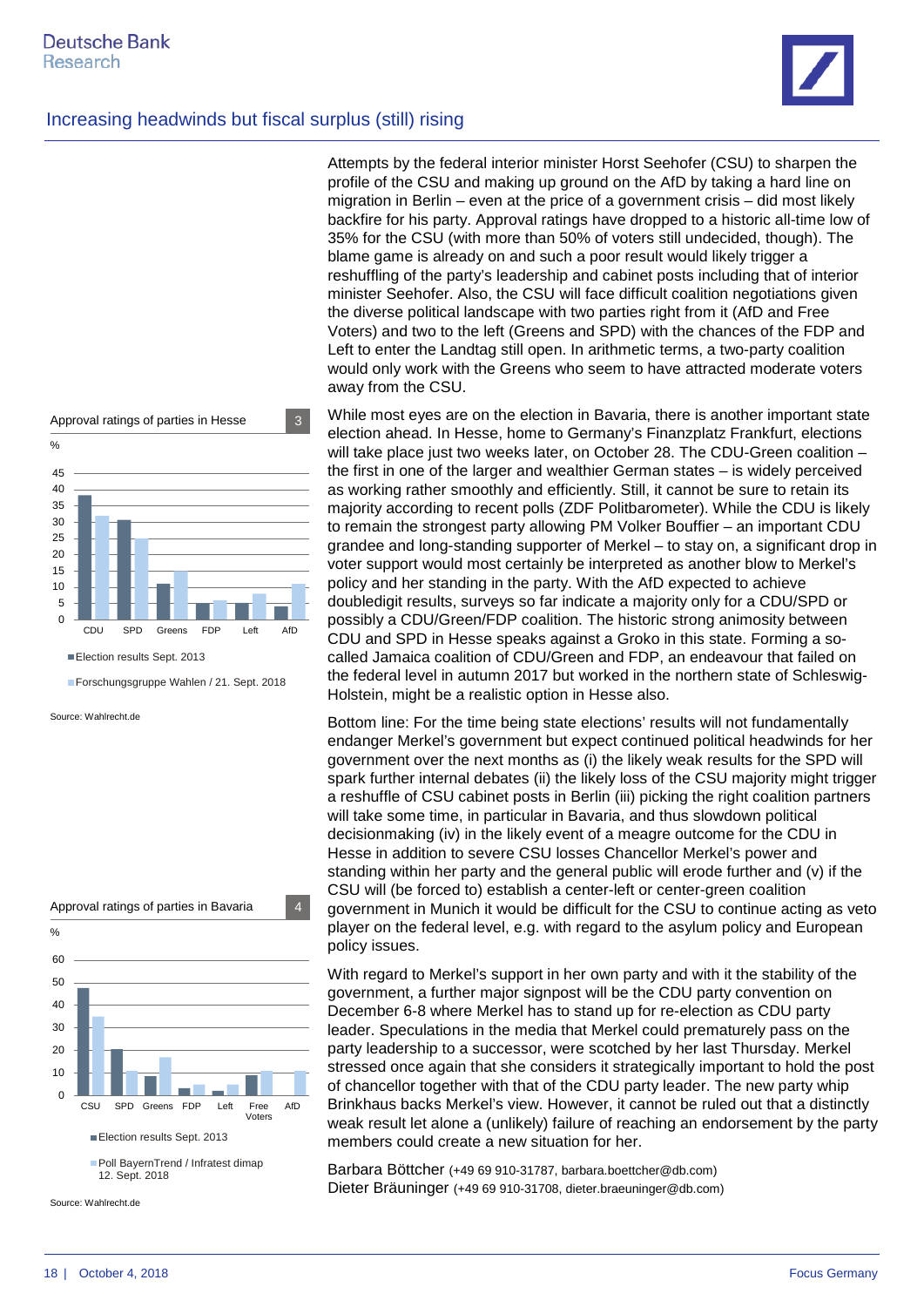Attempts by the federal interior minister Horst Seehofer (CSU) to sharpen the profile of the CSU and making up ground on the AfD by taking a hard line on migration in Berlin – even at the price of a government crisis – did most likely backfire for his party. Approval ratings have dropped to a historic all-time low of 35% for the CSU (with more than 50% of voters still undecided, though). The blame game is already on and such a poor result would likely trigger a reshuffling of the party's leadership and cabinet posts including that of interior minister Seehofer. Also, the CSU will face difficult coalition negotiations given the diverse political landscape with two parties right from it (AfD and Free Voters) and two to the left (Greens and SPD) with the chances of the FDP and Left to enter the Landtag still open. In arithmetic terms, a two-party coalition would only work with the Greens who seem to have attracted moderate voters away from the CSU.

**Approval ratings of parties in Hesse** (3)

%

| Party | Election results Sept. 2013 | Forschungsgruppe Wahlen / 21. Sept. 2018 |
|---|---|---|
| CDU | 38 | 32 |
| SPD | 31 | 25 |
| Greens | 11 | 15 |
| FDP | 5 | 6 |
| Left | 5 | 8 |
| AfD | 4 | 11 |

Source: Wahlrecht.de

While most eyes are on the election in Bavaria, there is another important state election ahead. In Hesse, home to Germany's Finanzplatz Frankfurt, elections will take place just two weeks later, on October 28. The CDU-Green coalition – the first in one of the larger and wealthier German states – is widely perceived as working rather smoothly and efficiently. Still, it cannot be sure to retain its majority according to recent polls (ZDF Politbarometer). While the CDU is likely to remain the strongest party allowing PM Volker Bouffier – an important CDU grandee and long-standing supporter of Merkel – to stay on, a significant drop in voter support would most certainly be interpreted as another blow to Merkel's policy and her standing in the party. With the AfD expected to achieve doubledigit results, surveys so far indicate a majority only for a CDU/SPD or possibly a CDU/Green/FDP coalition. The historic strong animosity between CDU and SPD in Hesse speaks against a Groko in this state. Forming a so-called Jamaica coalition of CDU/Green and FDP, an endeavour that failed on the federal level in autumn 2017 but worked in the northern state of Schleswig-Holstein, might be a realistic option in Hesse also.

Bottom line: For the time being state elections' results will not fundamentally endanger Merkel's government but expect continued political headwinds for her government over the next months as (i) the likely weak results for the SPD will spark further internal debates (ii) the likely loss of the CSU majority might trigger a reshuffle of CSU cabinet posts in Berlin (iii) picking the right coalition partners will take some time, in particular in Bavaria, and thus slowdown political decisionmaking (iv) in the likely event of a meagre outcome for the CDU in Hesse in addition to severe CSU losses Chancellor Merkel's power and standing within her party and the general public will erode further and (v) if the CSU will (be forced to) establish a center-left or center-green coalition government in Munich it would be difficult for the CSU to continue acting as veto player on the federal level, e.g. with regard to the asylum policy and European policy issues.

**Approval ratings of parties in Bavaria** (4)

%

| Party | Election results Sept. 2013 | Poll BayernTrend / Infratest dimap 12. Sept. 2018 |
|---|---|---|
| CSU | 48 | 35 |
| SPD | 21 | 11 |
| Greens | 9 | 17 |
| FDP | 3 | 5 |
| Left | 2 | 5 |
| Free Voters | 9 | 11 |
| AfD | | 11 |

Source: Wahlrecht.de

With regard to Merkel's support in her own party and with it the stability of the government, a further major signpost will be the CDU party convention on December 6-8 where Merkel has to stand up for re-election as CDU party leader. Speculations in the media that Merkel could prematurely pass on the party leadership to a successor, were scotched by her last Thursday. Merkel stressed once again that she considers it strategically important to hold the post of chancellor together with that of the CDU party leader. The new party whip Brinkhaus backs Merkel's view. However, it cannot be ruled out that a distinctly weak result let alone a (unlikely) failure of reaching an endorsement by the party members could create a new situation for her.

Barbara Böttcher (+49 69 910-31787, barbara.boettcher@db.com)
Dieter Bräuninger (+49 69 910-31708, dieter.braeuninger@db.com)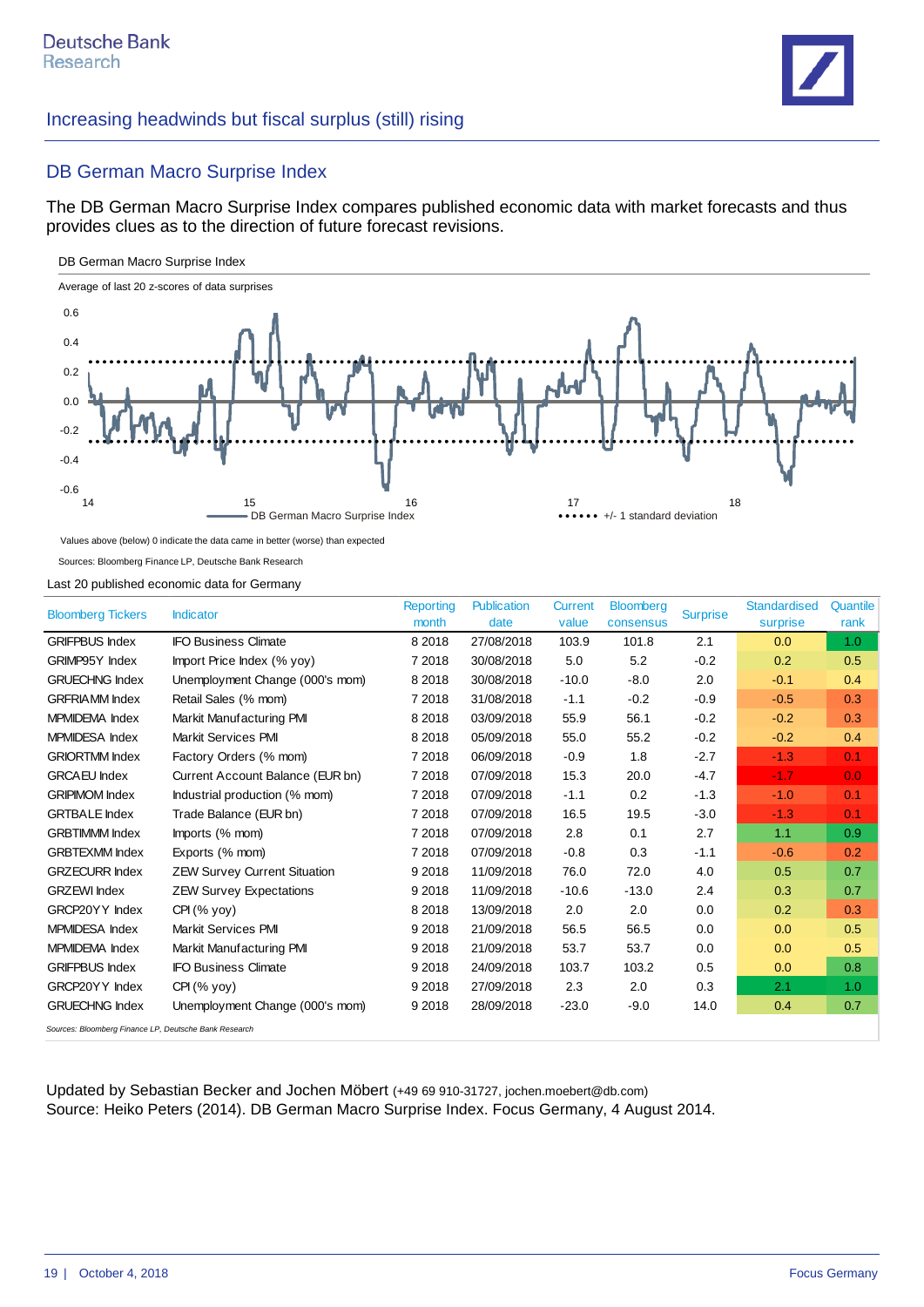## DB German Macro Surprise Index

The DB German Macro Surprise Index compares published economic data with market forecasts and thus provides clues as to the direction of future forecast revisions.

DB German Macro Surprise Index

Average of last 20 z-scores of data surprises

Values above (below) 0 indicate the data came in better (worse) than expected

Sources: Bloomberg Finance LP, Deutsche Bank Research

Last 20 published economic data for Germany

| Bloomberg Tickers | Indicator | Reporting month | Publication date | Current value | Bloomberg consensus | Surprise | Standardised surprise | Quantile rank |
|---|---|---|---|---|---|---|---|---|
| GRIFPBUS Index | IFO Business Climate | 8 2018 | 27/08/2018 | 103.9 | 101.8 | 2.1 | 0.0 | 1.0 |
| GRIMP95Y Index | Import Price Index (% yoy) | 7 2018 | 30/08/2018 | 5.0 | 5.2 | -0.2 | 0.2 | 0.5 |
| GRUECHNG Index | Unemployment Change (000's mom) | 8 2018 | 30/08/2018 | -10.0 | -8.0 | 2.0 | -0.1 | 0.4 |
| GRFRIAMM Index | Retail Sales (% mom) | 7 2018 | 31/08/2018 | -1.1 | -0.2 | -0.9 | -0.5 | 0.3 |
| MPMIDEMA Index | Markit Manufacturing PMI | 8 2018 | 03/09/2018 | 55.9 | 56.1 | -0.2 | -0.2 | 0.3 |
| MPMIDESA Index | Markit Services PMI | 8 2018 | 05/09/2018 | 55.0 | 55.2 | -0.2 | -0.2 | 0.4 |
| GRIORTMM Index | Factory Orders (% mom) | 7 2018 | 06/09/2018 | -0.9 | 1.8 | -2.7 | -1.3 | 0.1 |
| GRCAEU Index | Current Account Balance (EUR bn) | 7 2018 | 07/09/2018 | 15.3 | 20.0 | -4.7 | -1.7 | 0.0 |
| GRIPIMOM Index | Industrial production (% mom) | 7 2018 | 07/09/2018 | -1.1 | 0.2 | -1.3 | -1.0 | 0.1 |
| GRTBALE Index | Trade Balance (EUR bn) | 7 2018 | 07/09/2018 | 16.5 | 19.5 | -3.0 | -1.3 | 0.1 |
| GRBTIMMM Index | Imports (% mom) | 7 2018 | 07/09/2018 | 2.8 | 0.1 | 2.7 | 1.1 | 0.9 |
| GRBTEXMM Index | Exports (% mom) | 7 2018 | 07/09/2018 | -0.8 | 0.3 | -1.1 | -0.6 | 0.2 |
| GRZECURR Index | ZEW Survey Current Situation | 9 2018 | 11/09/2018 | 76.0 | 72.0 | 4.0 | 0.5 | 0.7 |
| GRZEWI Index | ZEW Survey Expectations | 9 2018 | 11/09/2018 | -10.6 | -13.0 | 2.4 | 0.3 | 0.7 |
| GRCP20YY Index | CPI (% yoy) | 8 2018 | 13/09/2018 | 2.0 | 2.0 | 0.0 | 0.2 | 0.3 |
| MPMIDESA Index | Markit Services PMI | 9 2018 | 21/09/2018 | 56.5 | 56.5 | 0.0 | 0.0 | 0.5 |
| MPMIDEMA Index | Markit Manufacturing PMI | 9 2018 | 21/09/2018 | 53.7 | 53.7 | 0.0 | 0.0 | 0.5 |
| GRIFPBUS Index | IFO Business Climate | 9 2018 | 24/09/2018 | 103.7 | 103.2 | 0.5 | 0.0 | 0.8 |
| GRCP20YY Index | CPI (% yoy) | 9 2018 | 27/09/2018 | 2.3 | 2.0 | 0.3 | 2.1 | 1.0 |
| GRUECHNG Index | Unemployment Change (000's mom) | 9 2018 | 28/09/2018 | -23.0 | -9.0 | 14.0 | 0.4 | 0.7 |

*Sources: Bloomberg Finance LP, Deutsche Bank Research*

Updated by Sebastian Becker and Jochen Möbert (+49 69 910-31727, jochen.moebert@db.com)
Source: Heiko Peters (2014). DB German Macro Surprise Index. Focus Germany, 4 August 2014.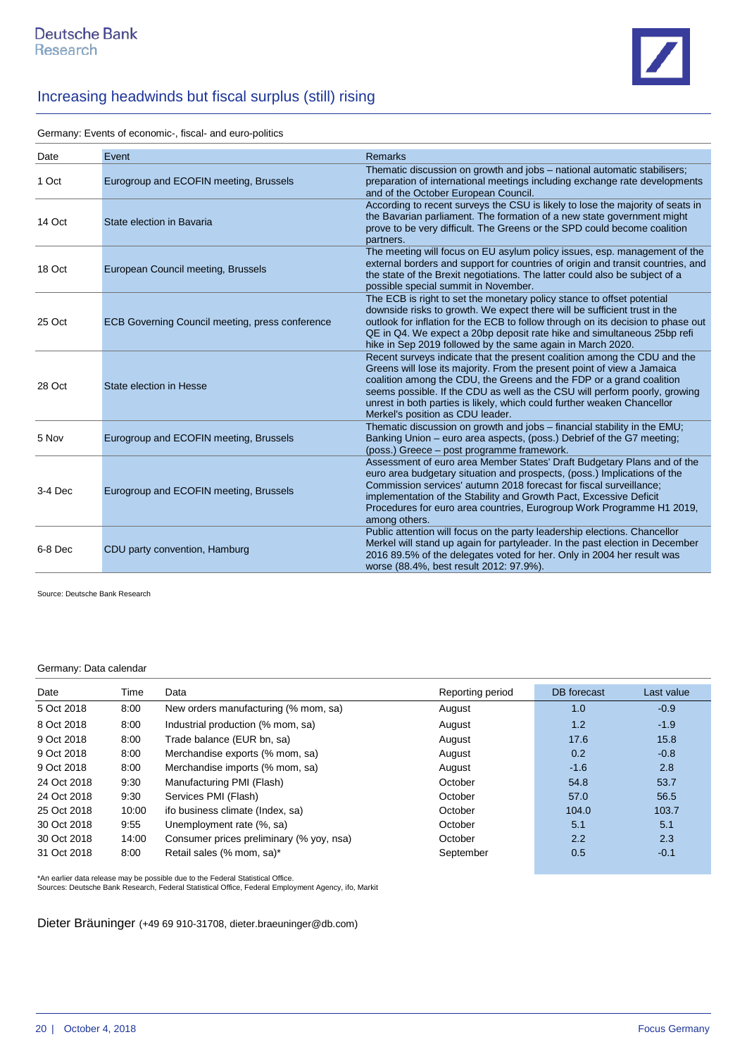## Increasing headwinds but fiscal surplus (still) rising

Germany: Events of economic-, fiscal- and euro-politics

| Date | Event | Remarks |
|---|---|---|
| 1 Oct | Eurogroup and ECOFIN meeting, Brussels | Thematic discussion on growth and jobs – national automatic stabilisers; preparation of international meetings including exchange rate developments and of the October European Council. |
| 14 Oct | State election in Bavaria | According to recent surveys the CSU is likely to lose the majority of seats in the Bavarian parliament. The formation of a new state government might prove to be very difficult. The Greens or the SPD could become coalition partners. |
| 18 Oct | European Council meeting, Brussels | The meeting will focus on EU asylum policy issues, esp. management of the external borders and support for countries of origin and transit countries, and the state of the Brexit negotiations. The latter could also be subject of a possible special summit in November. |
| 25 Oct | ECB Governing Council meeting, press conference | The ECB is right to set the monetary policy stance to offset potential downside risks to growth. We expect there will be sufficient trust in the outlook for inflation for the ECB to follow through on its decision to phase out QE in Q4. We expect a 20bp deposit rate hike and simultaneous 25bp refi hike in Sep 2019 followed by the same again in March 2020. |
| 28 Oct | State election in Hesse | Recent surveys indicate that the present coalition among the CDU and the Greens will lose its majority. From the present point of view a Jamaica coalition among the CDU, the Greens and the FDP or a grand coalition seems possible. If the CDU as well as the CSU will perform poorly, growing unrest in both parties is likely, which could further weaken Chancellor Merkel's position as CDU leader. |
| 5 Nov | Eurogroup and ECOFIN meeting, Brussels | Thematic discussion on growth and jobs – financial stability in the EMU; Banking Union – euro area aspects, (poss.) Debrief of the G7 meeting; (poss.) Greece – post programme framework. |
| 3-4 Dec | Eurogroup and ECOFIN meeting, Brussels | Assessment of euro area Member States' Draft Budgetary Plans and of the euro area budgetary situation and prospects, (poss.) Implications of the Commission services' autumn 2018 forecast for fiscal surveillance; implementation of the Stability and Growth Pact, Excessive Deficit Procedures for euro area countries, Eurogroup Work Programme H1 2019, among others. |
| 6-8 Dec | CDU party convention, Hamburg | Public attention will focus on the party leadership elections. Chancellor Merkel will stand up again for partyleader. In the past election in December 2016 89.5% of the delegates voted for her. Only in 2004 her result was worse (88.4%, best result 2012: 97.9%). |

Source: Deutsche Bank Research

Germany: Data calendar

| Date | Time | Data | Reporting period | DB forecast | Last value |
|---|---|---|---|---|---|
| 5 Oct 2018 | 8:00 | New orders manufacturing (% mom, sa) | August | 1.0 | -0.9 |
| 8 Oct 2018 | 8:00 | Industrial production (% mom, sa) | August | 1.2 | -1.9 |
| 9 Oct 2018 | 8:00 | Trade balance (EUR bn, sa) | August | 17.6 | 15.8 |
| 9 Oct 2018 | 8:00 | Merchandise exports (% mom, sa) | August | 0.2 | -0.8 |
| 9 Oct 2018 | 8:00 | Merchandise imports (% mom, sa) | August | -1.6 | 2.8 |
| 24 Oct 2018 | 9:30 | Manufacturing PMI (Flash) | October | 54.8 | 53.7 |
| 24 Oct 2018 | 9:30 | Services PMI (Flash) | October | 57.0 | 56.5 |
| 25 Oct 2018 | 10:00 | ifo business climate (Index, sa) | October | 104.0 | 103.7 |
| 30 Oct 2018 | 9:55 | Unemployment rate (%, sa) | October | 5.1 | 5.1 |
| 30 Oct 2018 | 14:00 | Consumer prices preliminary (% yoy, nsa) | October | 2.2 | 2.3 |
| 31 Oct 2018 | 8:00 | Retail sales (% mom, sa)* | September | 0.5 | -0.1 |

*An earlier data release may be possible due to the Federal Statistical Office.
Sources: Deutsche Bank Research, Federal Statistical Office, Federal Employment Agency, ifo, Markit

Dieter Bräuninger (+49 69 910-31708, dieter.braeuninger@db.com)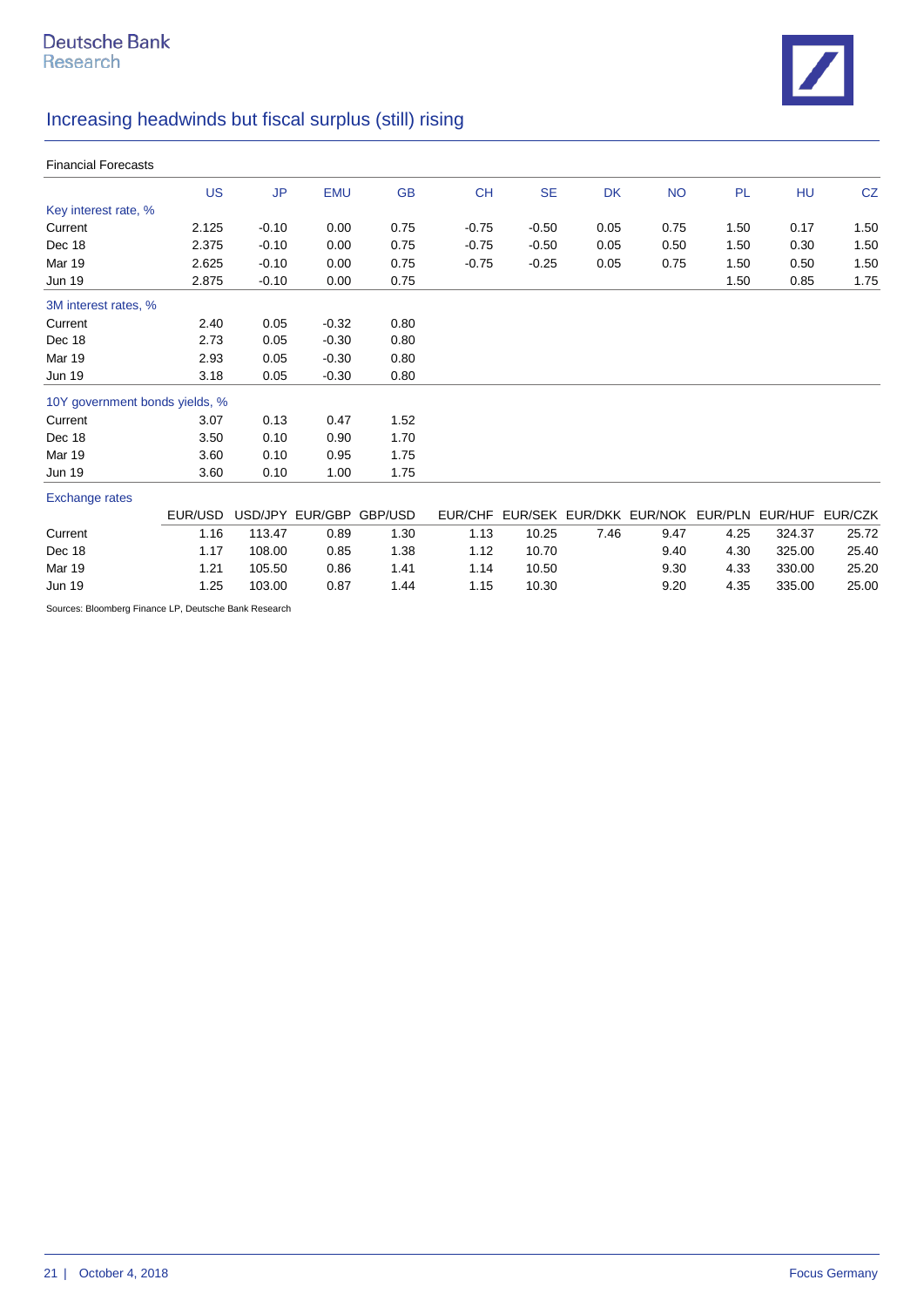Financial Forecasts

| | US | JP | EMU | GB | CH | SE | DK | NO | PL | HU | CZ |
|---|---|---|---|---|---|---|---|---|---|---|---|
| **Key interest rate, %** | | | | | | | | | | | |
| Current | 2.125 | -0.10 | 0.00 | 0.75 | -0.75 | -0.50 | 0.05 | 0.75 | 1.50 | 0.17 | 1.50 |
| Dec 18 | 2.375 | -0.10 | 0.00 | 0.75 | -0.75 | -0.50 | 0.05 | 0.50 | 1.50 | 0.30 | 1.50 |
| Mar 19 | 2.625 | -0.10 | 0.00 | 0.75 | -0.75 | -0.25 | 0.05 | 0.75 | 1.50 | 0.50 | 1.50 |
| Jun 19 | 2.875 | -0.10 | 0.00 | 0.75 | | | | | 1.50 | 0.85 | 1.75 |
| **3M interest rates, %** | | | | | | | | | | | |
| Current | 2.40 | 0.05 | -0.32 | 0.80 | | | | | | | |
| Dec 18 | 2.73 | 0.05 | -0.30 | 0.80 | | | | | | | |
| Mar 19 | 2.93 | 0.05 | -0.30 | 0.80 | | | | | | | |
| Jun 19 | 3.18 | 0.05 | -0.30 | 0.80 | | | | | | | |
| **10Y government bonds yields, %** | | | | | | | | | | | |
| Current | 3.07 | 0.13 | 0.47 | 1.52 | | | | | | | |
| Dec 18 | 3.50 | 0.10 | 0.90 | 1.70 | | | | | | | |
| Mar 19 | 3.60 | 0.10 | 0.95 | 1.75 | | | | | | | |
| Jun 19 | 3.60 | 0.10 | 1.00 | 1.75 | | | | | | | |
| **Exchange rates** | | | | | | | | | | | |
| | EUR/USD | USD/JPY | EUR/GBP | GBP/USD | EUR/CHF | EUR/SEK | EUR/DKK | EUR/NOK | EUR/PLN | EUR/HUF | EUR/CZK |
| Current | 1.16 | 113.47 | 0.89 | 1.30 | 1.13 | 10.25 | 7.46 | 9.47 | 4.25 | 324.37 | 25.72 |
| Dec 18 | 1.17 | 108.00 | 0.85 | 1.38 | 1.12 | 10.70 | | 9.40 | 4.30 | 325.00 | 25.40 |
| Mar 19 | 1.21 | 105.50 | 0.86 | 1.41 | 1.14 | 10.50 | | 9.30 | 4.33 | 330.00 | 25.20 |
| Jun 19 | 1.25 | 103.00 | 0.87 | 1.44 | 1.15 | 10.30 | | 9.20 | 4.35 | 335.00 | 25.00 |

Sources: Bloomberg Finance LP, Deutsche Bank Research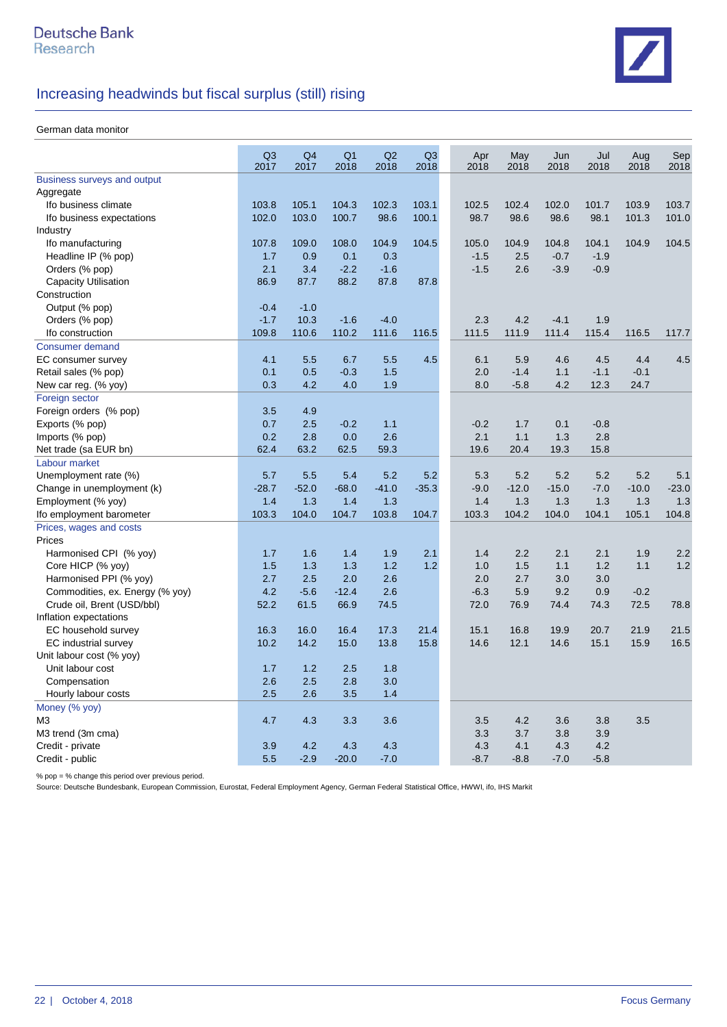## Increasing headwinds but fiscal surplus (still) rising

German data monitor

| | Q3 2017 | Q4 2017 | Q1 2018 | Q2 2018 | Q3 2018 | Apr 2018 | May 2018 | Jun 2018 | Jul 2018 | Aug 2018 | Sep 2018 |
|---|---|---|---|---|---|---|---|---|---|---|---|
| **Business surveys and output** | | | | | | | | | | | |
| Aggregate | | | | | | | | | | | |
| Ifo business climate | 103.8 | 105.1 | 104.3 | 102.3 | 103.1 | 102.5 | 102.4 | 102.0 | 101.7 | 103.9 | 103.7 |
| Ifo business expectations | 102.0 | 103.0 | 100.7 | 98.6 | 100.1 | 98.7 | 98.6 | 98.6 | 98.1 | 101.3 | 101.0 |
| Industry | | | | | | | | | | | |
| Ifo manufacturing | 107.8 | 109.0 | 108.0 | 104.9 | 104.5 | 105.0 | 104.9 | 104.8 | 104.1 | 104.9 | 104.5 |
| Headline IP (% pop) | 1.7 | 0.9 | 0.1 | 0.3 | | -1.5 | 2.5 | -0.7 | -1.9 | | |
| Orders (% pop) | 2.1 | 3.4 | -2.2 | -1.6 | | -1.5 | 2.6 | -3.9 | -0.9 | | |
| Capacity Utilisation | 86.9 | 87.7 | 88.2 | 87.8 | 87.8 | | | | | | |
| Construction | | | | | | | | | | | |
| Output (% pop) | -0.4 | -1.0 | | | | | | | | | |
| Orders (% pop) | -1.7 | 10.3 | -1.6 | -4.0 | | 2.3 | 4.2 | -4.1 | 1.9 | | |
| Ifo construction | 109.8 | 110.6 | 110.2 | 111.6 | 116.5 | 111.5 | 111.9 | 111.4 | 115.4 | 116.5 | 117.7 |
| **Consumer demand** | | | | | | | | | | | |
| EC consumer survey | 4.1 | 5.5 | 6.7 | 5.5 | 4.5 | 6.1 | 5.9 | 4.6 | 4.5 | 4.4 | 4.5 |
| Retail sales (% pop) | 0.1 | 0.5 | -0.3 | 1.5 | | 2.0 | -1.4 | 1.1 | -1.1 | -0.1 | |
| New car reg. (% yoy) | 0.3 | 4.2 | 4.0 | 1.9 | | 8.0 | -5.8 | 4.2 | 12.3 | 24.7 | |
| **Foreign sector** | | | | | | | | | | | |
| Foreign orders (% pop) | 3.5 | 4.9 | | | | | | | | | |
| Exports (% pop) | 0.7 | 2.5 | -0.2 | 1.1 | | -0.2 | 1.7 | 0.1 | -0.8 | | |
| Imports (% pop) | 0.2 | 2.8 | 0.0 | 2.6 | | 2.1 | 1.1 | 1.3 | 2.8 | | |
| Net trade (sa EUR bn) | 62.4 | 63.2 | 62.5 | 59.3 | | 19.6 | 20.4 | 19.3 | 15.8 | | |
| **Labour market** | | | | | | | | | | | |
| Unemployment rate (%) | 5.7 | 5.5 | 5.4 | 5.2 | 5.2 | 5.3 | 5.2 | 5.2 | 5.2 | 5.2 | 5.1 |
| Change in unemployment (k) | -28.7 | -52.0 | -68.0 | -41.0 | -35.3 | -9.0 | -12.0 | -15.0 | -7.0 | -10.0 | -23.0 |
| Employment (% yoy) | 1.4 | 1.3 | 1.4 | 1.3 | | 1.4 | 1.3 | 1.3 | 1.3 | 1.3 | 1.3 |
| Ifo employment barometer | 103.3 | 104.0 | 104.7 | 103.8 | 104.7 | 103.3 | 104.2 | 104.0 | 104.1 | 105.1 | 104.8 |
| **Prices, wages and costs** | | | | | | | | | | | |
| Prices | | | | | | | | | | | |
| Harmonised CPI (% yoy) | 1.7 | 1.6 | 1.4 | 1.9 | 2.1 | 1.4 | 2.2 | 2.1 | 2.1 | 1.9 | 2.2 |
| Core HICP (% yoy) | 1.5 | 1.3 | 1.3 | 1.2 | 1.2 | 1.0 | 1.5 | 1.1 | 1.2 | 1.1 | 1.2 |
| Harmonised PPI (% yoy) | 2.7 | 2.5 | 2.0 | 2.6 | | 2.0 | 2.7 | 3.0 | 3.0 | | |
| Commodities, ex. Energy (% yoy) | 4.2 | -5.6 | -12.4 | 2.6 | | -6.3 | 5.9 | 9.2 | 0.9 | -0.2 | |
| Crude oil, Brent (USD/bbl) | 52.2 | 61.5 | 66.9 | 74.5 | | 72.0 | 76.9 | 74.4 | 74.3 | 72.5 | 78.8 |
| Inflation expectations | | | | | | | | | | | |
| EC household survey | 16.3 | 16.0 | 16.4 | 17.3 | 21.4 | 15.1 | 16.8 | 19.9 | 20.7 | 21.9 | 21.5 |
| EC industrial survey | 10.2 | 14.2 | 15.0 | 13.8 | 15.8 | 14.6 | 12.1 | 14.6 | 15.1 | 15.9 | 16.5 |
| Unit labour cost (% yoy) | | | | | | | | | | | |
| Unit labour cost | 1.7 | 1.2 | 2.5 | 1.8 | | | | | | | |
| Compensation | 2.6 | 2.5 | 2.8 | 3.0 | | | | | | | |
| Hourly labour costs | 2.5 | 2.6 | 3.5 | 1.4 | | | | | | | |
| **Money (% yoy)** | | | | | | | | | | | |
| M3 | 4.7 | 4.3 | 3.3 | 3.6 | | 3.5 | 4.2 | 3.6 | 3.8 | 3.5 | |
| M3 trend (3m cma) | | | | | | 3.3 | 3.7 | 3.8 | 3.9 | | |
| Credit - private | 3.9 | 4.2 | 4.3 | 4.3 | | 4.3 | 4.1 | 4.3 | 4.2 | | |
| Credit - public | 5.5 | -2.9 | -20.0 | -7.0 | | -8.7 | -8.8 | -7.0 | -5.8 | | |

% pop = % change this period over previous period.
Source: Deutsche Bundesbank, European Commission, Eurostat, Federal Employment Agency, German Federal Statistical Office, HWWI, ifo, IHS Markit